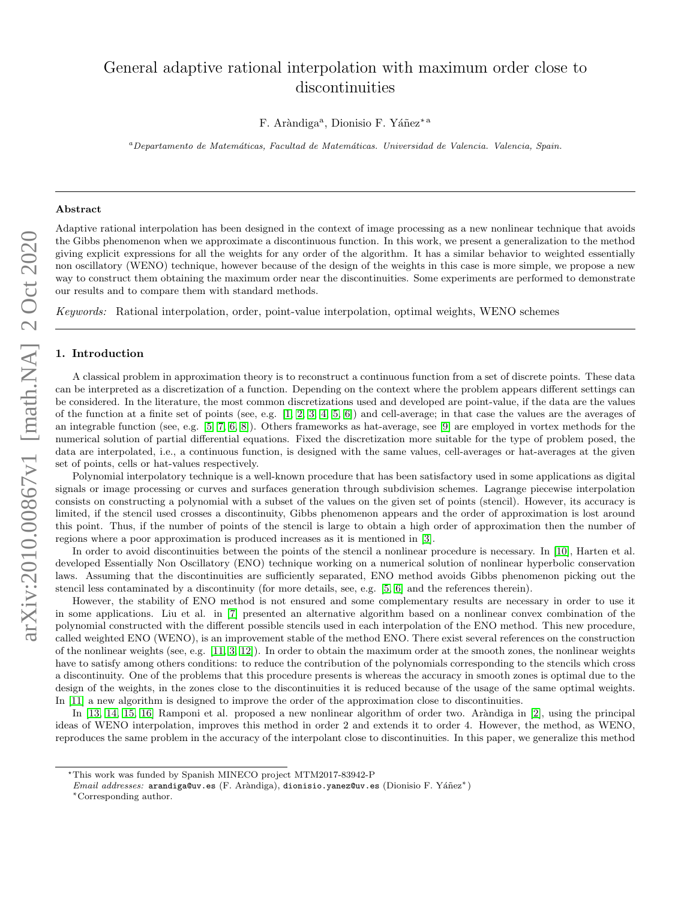# General adaptive rational interpolation with maximum order close to discontinuities

F. Aràndiga[a], Dionisio F. Yáñez*[a]

[a] *Departamento de Matemáticas, Facultad de Matemáticas. Universidad de Valencia. Valencia, Spain.*

## Abstract

Adaptive rational interpolation has been designed in the context of image processing as a new nonlinear technique that avoids the Gibbs phenomenon when we approximate a discontinuous function. In this work, we present a generalization to the method giving explicit expressions for all the weights for any order of the algorithm. It has a similar behavior to weighted essentially non oscillatory (WENO) technique, however because of the design of the weights in this case is more simple, we propose a new way to construct them obtaining the maximum order near the discontinuities. Some experiments are performed to demonstrate our results and to compare them with standard methods.

*Keywords:* Rational interpolation, order, point-value interpolation, optimal weights, WENO schemes

## 1. Introduction

A classical problem in approximation theory is to reconstruct a continuous function from a set of discrete points. These data can be interpreted as a discretization of a function. Depending on the context where the problem appears different settings can be considered. In the literature, the most common discretizations used and developed are point-value, if the data are the values of the function at a finite set of points (see, e.g. [1, 2, 3, 4, 5, 6]) and cell-average; in that case the values are the averages of an integrable function (see, e.g. [5, 7, 6, 8]). Others frameworks as hat-average, see [9] are employed in vortex methods for the numerical solution of partial differential equations. Fixed the discretization more suitable for the type of problem posed, the data are interpolated, i.e., a continuous function, is designed with the same values, cell-averages or hat-averages at the given set of points, cells or hat-values respectively.

Polynomial interpolatory technique is a well-known procedure that has been satisfactory used in some applications as digital signals or image processing or curves and surfaces generation through subdivision schemes. Lagrange piecewise interpolation consists on constructing a polynomial with a subset of the values on the given set of points (stencil). However, its accuracy is limited, if the stencil used crosses a discontinuity, Gibbs phenomenon appears and the order of approximation is lost around this point. Thus, if the number of points of the stencil is large to obtain a high order of approximation then the number of regions where a poor approximation is produced increases as it is mentioned in [3].

In order to avoid discontinuities between the points of the stencil a nonlinear procedure is necessary. In [10], Harten et al. developed Essentially Non Oscillatory (ENO) technique working on a numerical solution of nonlinear hyperbolic conservation laws. Assuming that the discontinuities are sufficiently separated, ENO method avoids Gibbs phenomenon picking out the stencil less contaminated by a discontinuity (for more details, see, e.g. [5, 6] and the references therein).

However, the stability of ENO method is not ensured and some complementary results are necessary in order to use it in some applications. Liu et al. in [7] presented an alternative algorithm based on a nonlinear convex combination of the polynomial constructed with the different possible stencils used in each interpolation of the ENO method. This new procedure, called weighted ENO (WENO), is an improvement stable of the method ENO. There exist several references on the construction of the nonlinear weights (see, e.g. [11, 3, 12]). In order to obtain the maximum order at the smooth zones, the nonlinear weights have to satisfy among others conditions: to reduce the contribution of the polynomials corresponding to the stencils which cross a discontinuity. One of the problems that this procedure presents is whereas the accuracy in smooth zones is optimal due to the design of the weights, in the zones close to the discontinuities it is reduced because of the usage of the same optimal weights. In [11] a new algorithm is designed to improve the order of the approximation close to discontinuities.

In [13, 14, 15, 16] Ramponi et al. proposed a new nonlinear algorithm of order two. Aràndiga in [2], using the principal ideas of WENO interpolation, improves this method in order 2 and extends it to order 4. However, the method, as WENO, reproduces the same problem in the accuracy of the interpolant close to discontinuities. In this paper, we generalize this method

*This work was funded by Spanish MINECO project MTM2017-83942-P

*Email addresses:* arandiga@uv.es (F. Aràndiga), dionisio.yanez@uv.es (Dionisio F. Yáñez*)

*Corresponding author.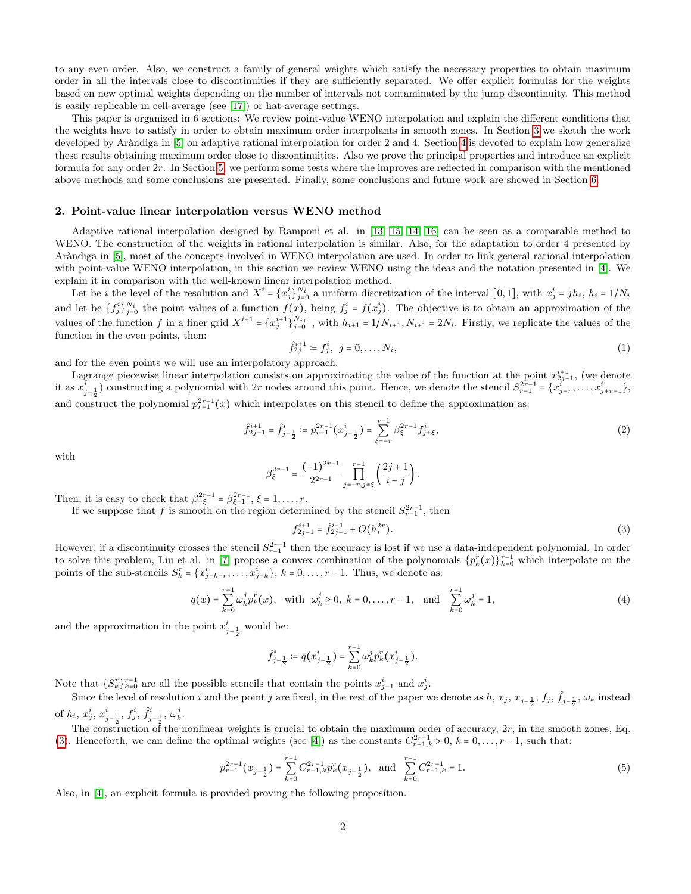to any even order. Also, we construct a family of general weights which satisfy the necessary properties to obtain maximum order in all the intervals close to discontinuities if they are sufficiently separated. We offer explicit formulas for the weights based on new optimal weights depending on the number of intervals not contaminated by the jump discontinuity. This method is easily replicable in cell-average (see [17]) or hat-average settings.

This paper is organized in 6 sections: We review point-value WENO interpolation and explain the different conditions that the weights have to satisfy in order to obtain maximum order interpolants in smooth zones. In Section 3 we sketch the work developed by Aràndiga in [5] on adaptive rational interpolation for order 2 and 4. Section 4 is devoted to explain how generalize these results obtaining maximum order close to discontinuities. Also we prove the principal properties and introduce an explicit formula for any order $2r$. In Section 5, we perform some tests where the improves are reflected in comparison with the mentioned above methods and some conclusions are presented. Finally, some conclusions and future work are showed in Section 6.

## 2. Point-value linear interpolation versus WENO method

Adaptive rational interpolation designed by Ramponi et al. in [13, 15, 14, 16] can be seen as a comparable method to WENO. The construction of the weights in rational interpolation is similar. Also, for the adaptation to order 4 presented by Aràndiga in [5], most of the concepts involved in WENO interpolation are used. In order to link general rational interpolation with point-value WENO interpolation, in this section we review WENO using the ideas and the notation presented in [4]. We explain it in comparison with the well-known linear interpolation method.

Let be $i$ the level of the resolution and $X^i = \{x^i_j\}_{j=0}^{N_i}$ a uniform discretization of the interval $[0,1]$, with $x^i_j = jh_i$, $h_i = 1/N_i$ and let be $\{f^i_j\}_{j=0}^{N_i}$ the point values of a function $f(x)$, being $f^i_j = f(x^i_j)$. The objective is to obtain an approximation of the values of the function $f$ in a finer grid $X^{i+1} = \{x^{i+1}_j\}_{j=0}^{N_{i+1}}$, with $h_{i+1} = 1/N_{i+1}, N_{i+1} = 2N_i$. Firstly, we replicate the values of the function in the even points, then:

$$\hat{f}^{i+1}_{2j} \coloneqq f^i_j, \;\; j = 0, \dots, N_i, \tag{1}$$

and for the even points we will use an interpolatory approach.

Lagrange piecewise linear interpolation consists on approximating the value of the function at the point $x^{i+1}_{2j-1}$, (we denote it as $x^i_{j-\frac{1}{2}}$) constructing a polynomial with $2r$ nodes around this point. Hence, we denote the stencil $S^{2r-1}_{r-1} = \{x^i_{j-r}, \dots, x^i_{j+r-1}\}$, and construct the polynomial $p^{2r-1}_{r-1}(x)$ which interpolates on this stencil to define the approximation as:

$$\hat{f}^{i+1}_{2j-1} = \hat{f}^i_{j-\frac{1}{2}} \coloneqq p^{2r-1}_{r-1}(x^i_{j-\frac{1}{2}}) = \sum_{\xi=-r}^{r-1} \beta^{2r-1}_{\xi} f^i_{j+\xi}, \tag{2}$$

with

$$\beta^{2r-1}_{\xi} = \frac{(-1)^{2r-1}}{2^{2r-1}} \prod_{j=-r, j\neq\xi}^{r-1} \left(\frac{2j+1}{i-j}\right).$$

Then, it is easy to check that $\beta^{2r-1}_{-\xi} = \beta^{2r-1}_{\xi-1}$, $\xi = 1, \dots, r$.

If we suppose that $f$ is smooth on the region determined by the stencil $S^{2r-1}_{r-1}$, then

$$f^{i+1}_{2j-1} = \hat{f}^{i+1}_{2j-1} + O(h^{2r}_i). \tag{3}$$

However, if a discontinuity crosses the stencil $S^{2r-1}_{r-1}$ then the accuracy is lost if we use a data-independent polynomial. In order to solve this problem, Liu et al. in [7] propose a convex combination of the polynomials $\{p^r_k(x)\}_{k=0}^{r-1}$ which interpolate on the points of the sub-stencils $S^r_k = \{x^i_{j+k-r}, \dots, x^i_{j+k}\}$, $k = 0, \dots, r-1$. Thus, we denote as:

$$q(x) = \sum_{k=0}^{r-1} \omega^j_k p^r_k(x), \;\; \text{with} \;\; \omega^j_k \geq 0, \; k = 0, \dots, r-1, \;\; \text{and} \;\; \sum_{k=0}^{r-1} \omega^j_k = 1, \tag{4}$$

and the approximation in the point $x^i_{j-\frac{1}{2}}$ would be:

$$\hat{f}^i_{j-\frac{1}{2}} \coloneqq q(x^i_{j-\frac{1}{2}}) = \sum_{k=0}^{r-1} \omega^j_k p^r_k(x^i_{j-\frac{1}{2}}).$$

Note that $\{S^r_k\}_{k=0}^{r-1}$ are all the possible stencils that contain the points $x^i_{j-1}$ and $x^i_j$.

Since the level of resolution $i$ and the point $j$ are fixed, in the rest of the paper we denote as $h$, $x_j$, $x_{j-\frac{1}{2}}$, $f_j$, $\hat{f}_{j-\frac{1}{2}}$, $\omega_k$ instead of $h_i$, $x^i_j$, $x^i_{j-\frac{1}{2}}$, $f^i_j$, $\hat{f}^i_{j-\frac{1}{2}}$, $\omega^j_k$.

The construction of the nonlinear weights is crucial to obtain the maximum order of accuracy, $2r$, in the smooth zones, Eq. (3). Henceforth, we can define the optimal weights (see [4]) as the constants $C^{2r-1}_{r-1,k} > 0$, $k = 0, \dots, r-1$, such that:

$$p^{2r-1}_{r-1}(x_{j-\frac{1}{2}}) = \sum_{k=0}^{r-1} C^{2r-1}_{r-1,k} p^r_k(x_{j-\frac{1}{2}}), \;\; \text{and} \;\; \sum_{k=0}^{r-1} C^{2r-1}_{r-1,k} = 1. \tag{5}$$

Also, in [4], an explicit formula is provided proving the following proposition.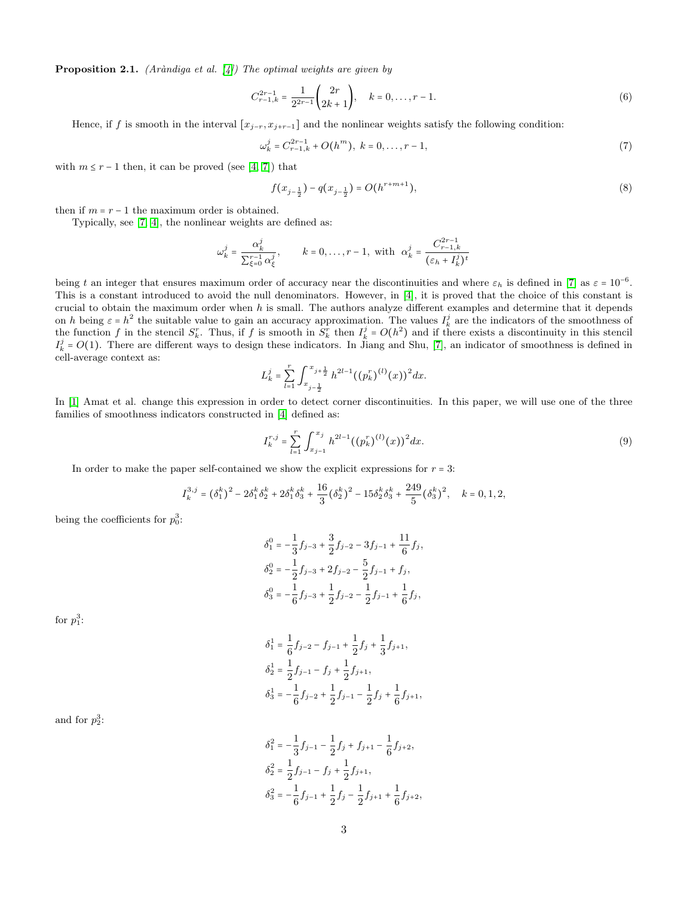**Proposition 2.1.** *(Aràndiga et al. [4]) The optimal weights are given by*

$$C^{2r-1}_{r-1,k} = \frac{1}{2^{2r-1}}\binom{2r}{2k+1}, \quad k = 0,\dots,r-1. \tag{6}$$

Hence, if $f$ is smooth in the interval $[x_{j-r}, x_{j+r-1}]$ and the nonlinear weights satisfy the following condition:

$$\omega^j_k = C^{2r-1}_{r-1,k} + O(h^m),\ k = 0,\dots,r-1, \tag{7}$$

with $m \le r-1$ then, it can be proved (see [4, 7]) that

$$f(x_{j-\frac{1}{2}}) - q(x_{j-\frac{1}{2}}) = O(h^{r+m+1}), \tag{8}$$

then if $m = r-1$ the maximum order is obtained.

Typically, see [7, 4], the nonlinear weights are defined as:

$$\omega^j_k = \frac{\alpha^j_k}{\sum_{\xi=0}^{r-1}\alpha^j_\xi}, \qquad k = 0,\dots,r-1, \text{ with } \alpha^j_k = \frac{C^{2r-1}_{r-1,k}}{(\varepsilon_h + I^j_k)^t}$$

being $t$ an integer that ensures maximum order of accuracy near the discontinuities and where $\varepsilon_h$ is defined in [7] as $\varepsilon = 10^{-6}$. This is a constant introduced to avoid the null denominators. However, in [4], it is proved that the choice of this constant is crucial to obtain the maximum order when $h$ is small. The authors analyze different examples and determine that it depends on $h$ being $\varepsilon = h^2$ the suitable value to gain an accuracy approximation. The values $I^j_k$ are the indicators of the smoothness of the function $f$ in the stencil $S^r_k$. Thus, if $f$ is smooth in $S^r_k$ then $I^j_k = O(h^2)$ and if there exists a discontinuity in this stencil $I^j_k = O(1)$. There are different ways to design these indicators. In Jiang and Shu, [7], an indicator of smoothness is defined in cell-average context as:

$$L^j_k = \sum_{l=1}^{r}\int_{x_{j-\frac{1}{2}}}^{x_{j+\frac{1}{2}}} h^{2l-1}((p^r_k)^{(l)}(x))^2 dx.$$

In [1] Amat et al. change this expression in order to detect corner discontinuities. In this paper, we will use one of the three families of smoothness indicators constructed in [4] defined as:

$$I^{r,j}_k = \sum_{l=1}^{r}\int_{x_{j-1}}^{x_j} h^{2l-1}((p^r_k)^{(l)}(x))^2 dx. \tag{9}$$

In order to make the paper self-contained we show the explicit expressions for $r = 3$:

$$I^{3,j}_k = (\delta^k_1)^2 - 2\delta^k_1\delta^k_2 + 2\delta^k_1\delta^k_3 + \frac{16}{3}(\delta^k_2)^2 - 15\delta^k_2\delta^k_3 + \frac{249}{5}(\delta^k_3)^2, \quad k = 0,1,2,$$

being the coefficients for $p^3_0$:

$$\begin{aligned}
\delta^0_1 &= -\frac{1}{3}f_{j-3} + \frac{3}{2}f_{j-2} - 3f_{j-1} + \frac{11}{6}f_j,\\
\delta^0_2 &= -\frac{1}{2}f_{j-3} + 2f_{j-2} - \frac{5}{2}f_{j-1} + f_j,\\
\delta^0_3 &= -\frac{1}{6}f_{j-3} + \frac{1}{2}f_{j-2} - \frac{1}{2}f_{j-1} + \frac{1}{6}f_j,
\end{aligned}$$

for $p^3_1$:

$$\begin{aligned}
\delta^1_1 &= \frac{1}{6}f_{j-2} - f_{j-1} + \frac{1}{2}f_j + \frac{1}{3}f_{j+1},\\
\delta^1_2 &= \frac{1}{2}f_{j-1} - f_j + \frac{1}{2}f_{j+1},\\
\delta^1_3 &= -\frac{1}{6}f_{j-2} + \frac{1}{2}f_{j-1} - \frac{1}{2}f_j + \frac{1}{6}f_{j+1},
\end{aligned}$$

and for $p^3_2$:

$$\begin{aligned}
\delta^2_1 &= -\frac{1}{3}f_{j-1} - \frac{1}{2}f_j + f_{j+1} - \frac{1}{6}f_{j+2},\\
\delta^2_2 &= \frac{1}{2}f_{j-1} - f_j + \frac{1}{2}f_{j+1},\\
\delta^2_3 &= -\frac{1}{6}f_{j-1} + \frac{1}{2}f_j - \frac{1}{2}f_{j+1} + \frac{1}{6}f_{j+2},
\end{aligned}$$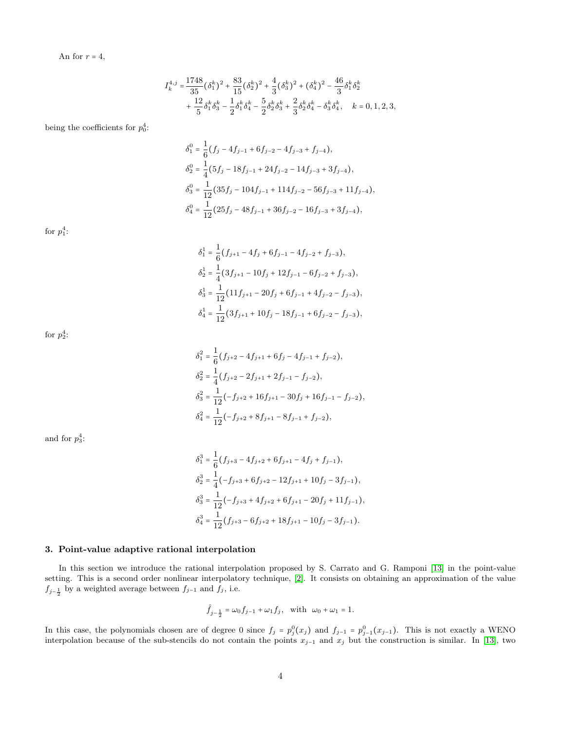An for $r = 4$,

$$
\begin{aligned}
I_k^{4,j} =& \frac{1748}{35}(\delta_1^k)^2 + \frac{83}{15}(\delta_2^k)^2 + \frac{4}{3}(\delta_3^k)^2 + (\delta_4^k)^2 - \frac{46}{3}\delta_1^k\delta_2^k \\
&+ \frac{12}{5}\delta_1^k\delta_3^k - \frac{1}{2}\delta_1^k\delta_4^k - \frac{5}{2}\delta_2^k\delta_3^k + \frac{2}{3}\delta_2^k\delta_4^k - \delta_3^k\delta_4^k, \quad k = 0, 1, 2, 3,
\end{aligned}
$$

being the coefficients for $p_0^4$:

$$
\begin{aligned}
\delta_1^0 &= \frac{1}{6}(f_j - 4f_{j-1} + 6f_{j-2} - 4f_{j-3} + f_{j-4}), \\
\delta_2^0 &= \frac{1}{4}(5f_j - 18f_{j-1} + 24f_{j-2} - 14f_{j-3} + 3f_{j-4}), \\
\delta_3^0 &= \frac{1}{12}(35f_j - 104f_{j-1} + 114f_{j-2} - 56f_{j-3} + 11f_{j-4}), \\
\delta_4^0 &= \frac{1}{12}(25f_j - 48f_{j-1} + 36f_{j-2} - 16f_{j-3} + 3f_{j-4}),
\end{aligned}
$$

for $p_1^4$:

$$
\begin{aligned}
\delta_1^1 &= \frac{1}{6}(f_{j+1} - 4f_j + 6f_{j-1} - 4f_{j-2} + f_{j-3}), \\
\delta_2^1 &= \frac{1}{4}(3f_{j+1} - 10f_j + 12f_{j-1} - 6f_{j-2} + f_{j-3}), \\
\delta_3^1 &= \frac{1}{12}(11f_{j+1} - 20f_j + 6f_{j-1} + 4f_{j-2} - f_{j-3}), \\
\delta_4^1 &= \frac{1}{12}(3f_{j+1} + 10f_j - 18f_{j-1} + 6f_{j-2} - f_{j-3}),
\end{aligned}
$$

for $p_2^4$:

$$
\begin{aligned}
\delta_1^2 &= \frac{1}{6}(f_{j+2} - 4f_{j+1} + 6f_j - 4f_{j-1} + f_{j-2}), \\
\delta_2^2 &= \frac{1}{4}(f_{j+2} - 2f_{j+1} + 2f_{j-1} - f_{j-2}), \\
\delta_3^2 &= \frac{1}{12}(-f_{j+2} + 16f_{j+1} - 30f_j + 16f_{j-1} - f_{j-2}), \\
\delta_4^2 &= \frac{1}{12}(-f_{j+2} + 8f_{j+1} - 8f_{j-1} + f_{j-2}),
\end{aligned}
$$

and for $p_3^4$:

$$
\begin{aligned}
\delta_1^3 &= \frac{1}{6}(f_{j+3} - 4f_{j+2} + 6f_{j+1} - 4f_j + f_{j-1}), \\
\delta_2^3 &= \frac{1}{4}(-f_{j+3} + 6f_{j+2} - 12f_{j+1} + 10f_j - 3f_{j-1}), \\
\delta_3^3 &= \frac{1}{12}(-f_{j+3} + 4f_{j+2} + 6f_{j+1} - 20f_j + 11f_{j-1}), \\
\delta_4^3 &= \frac{1}{12}(f_{j+3} - 6f_{j+2} + 18f_{j+1} - 10f_j - 3f_{j-1}).
\end{aligned}
$$

## 3. Point-value adaptive rational interpolation

In this section we introduce the rational interpolation proposed by S. Carrato and G. Ramponi [13] in the point-value setting. This is a second order nonlinear interpolatory technique, [2]. It consists on obtaining an approximation of the value $f_{j-\frac{1}{2}}$ by a weighted average between $f_{j-1}$ and $f_j$, i.e.

$$
\hat{f}_{j-\frac{1}{2}} = \omega_0 f_{j-1} + \omega_1 f_j, \quad \text{with} \quad \omega_0 + \omega_1 = 1.
$$

In this case, the polynomials chosen are of degree 0 since $f_j = p_j^0(x_j)$ and $f_{j-1} = p_{j-1}^0(x_{j-1})$. This is not exactly a WENO interpolation because of the sub-stencils do not contain the points $x_{j-1}$ and $x_j$ but the construction is similar. In [13], two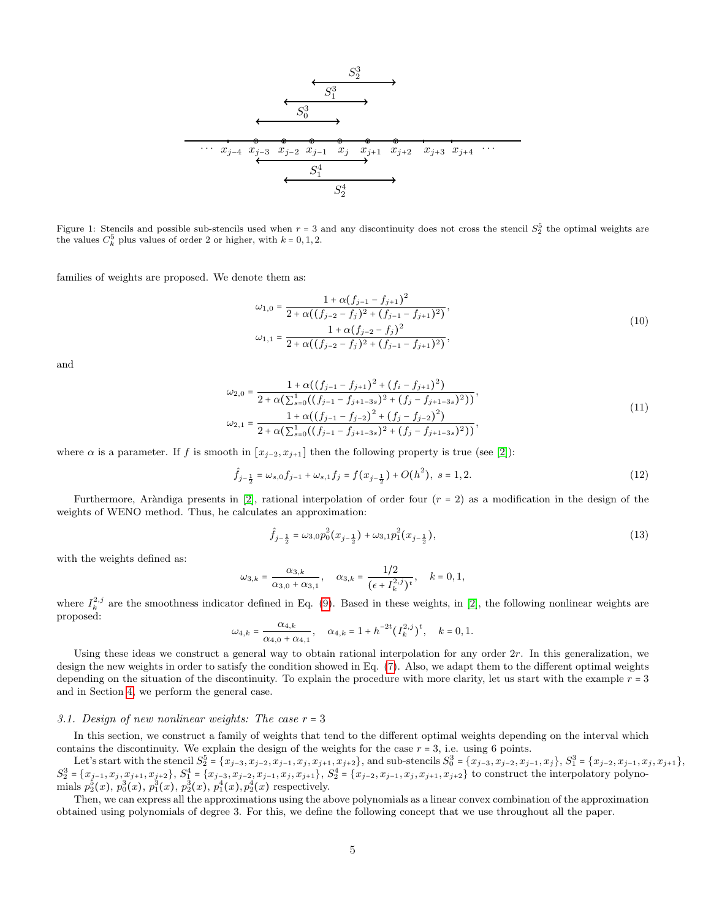Figure 1: Stencils and possible sub-stencils used when $r=3$ and any discontinuity does not cross the stencil $S_2^5$ the optimal weights are the values $C_k^5$ plus values of order 2 or higher, with $k=0,1,2$.

families of weights are proposed. We denote them as:

$$\begin{aligned}\omega_{1,0} &= \frac{1+\alpha(f_{j-1}-f_{j+1})^2}{2+\alpha((f_{j-2}-f_j)^2+(f_{j-1}-f_{j+1})^2)},\\ \omega_{1,1} &= \frac{1+\alpha(f_{j-2}-f_j)^2}{2+\alpha((f_{j-2}-f_j)^2+(f_{j-1}-f_{j+1})^2)},\end{aligned} \tag{10}$$

and

$$\begin{aligned}\omega_{2,0} &= \frac{1+\alpha((f_{j-1}-f_{j+1})^2+(f_i-f_{j+1})^2)}{2+\alpha(\sum_{s=0}^{1}((f_{j-1}-f_{j+1-3s})^2+(f_j-f_{j+1-3s})^2))},\\ \omega_{2,1} &= \frac{1+\alpha((f_{j-1}-f_{j-2})^2+(f_j-f_{j-2})^2)}{2+\alpha(\sum_{s=0}^{1}((f_{j-1}-f_{j+1-3s})^2+(f_j-f_{j+1-3s})^2))},\end{aligned} \tag{11}$$

where $\alpha$ is a parameter. If $f$ is smooth in $[x_{j-2},x_{j+1}]$ then the following property is true (see [2]):

$$\hat{f}_{j-\frac{1}{2}} = \omega_{s,0}f_{j-1}+\omega_{s,1}f_j = f(x_{j-\frac{1}{2}})+O(h^2),\ \ s=1,2. \tag{12}$$

Furthermore, Aràndiga presents in [2], rational interpolation of order four ($r=2$) as a modification in the design of the weights of WENO method. Thus, he calculates an approximation:

$$\hat{f}_{j-\frac{1}{2}} = \omega_{3,0}p_0^2(x_{j-\frac{1}{2}})+\omega_{3,1}p_1^2(x_{j-\frac{1}{2}}), \tag{13}$$

with the weights defined as:

$$\omega_{3,k}=\frac{\alpha_{3,k}}{\alpha_{3,0}+\alpha_{3,1}},\quad \alpha_{3,k}=\frac{1/2}{(\epsilon+I_k^{2,j})^t},\quad k=0,1,$$

where $I_k^{2,j}$ are the smoothness indicator defined in Eq. (9). Based in these weights, in [2], the following nonlinear weights are proposed:

$$\omega_{4,k}=\frac{\alpha_{4,k}}{\alpha_{4,0}+\alpha_{4,1}},\quad \alpha_{4,k}=1+h^{-2t}(I_k^{2,j})^t,\quad k=0,1.$$

Using these ideas we construct a general way to obtain rational interpolation for any order $2r$. In this generalization, we design the new weights in order to satisfy the condition showed in Eq. (7). Also, we adapt them to the different optimal weights depending on the situation of the discontinuity. To explain the procedure with more clarity, let us start with the example $r=3$ and in Section 4, we perform the general case.

### 3.1. Design of new nonlinear weights: The case $r=3$

In this section, we construct a family of weights that tend to the different optimal weights depending on the interval which contains the discontinuity. We explain the design of the weights for the case $r=3$, i.e. using 6 points.

Let's start with the stencil $S_2^5=\{x_{j-3},x_{j-2},x_{j-1},x_j,x_{j+1},x_{j+2}\}$, and sub-stencils $S_0^3=\{x_{j-3},x_{j-2},x_{j-1},x_j\}$, $S_1^3=\{x_{j-2},x_{j-1},x_j,x_{j+1}\}$, $S_2^3=\{x_{j-1},x_j,x_{j+1},x_{j+2}\}$, $S_1^4=\{x_{j-3},x_{j-2},x_{j-1},x_j,x_{j+1}\}$, $S_2^4=\{x_{j-2},x_{j-1},x_j,x_{j+1},x_{j+2}\}$ to construct the interpolatory polynomials $p_2^5(x)$, $p_0^3(x)$, $p_1^3(x)$, $p_2^3(x)$, $p_1^4(x)$, $p_2^4(x)$ respectively.

Then, we can express all the approximations using the above polynomials as a linear convex combination of the approximation obtained using polynomials of degree 3. For this, we define the following concept that we use throughout all the paper.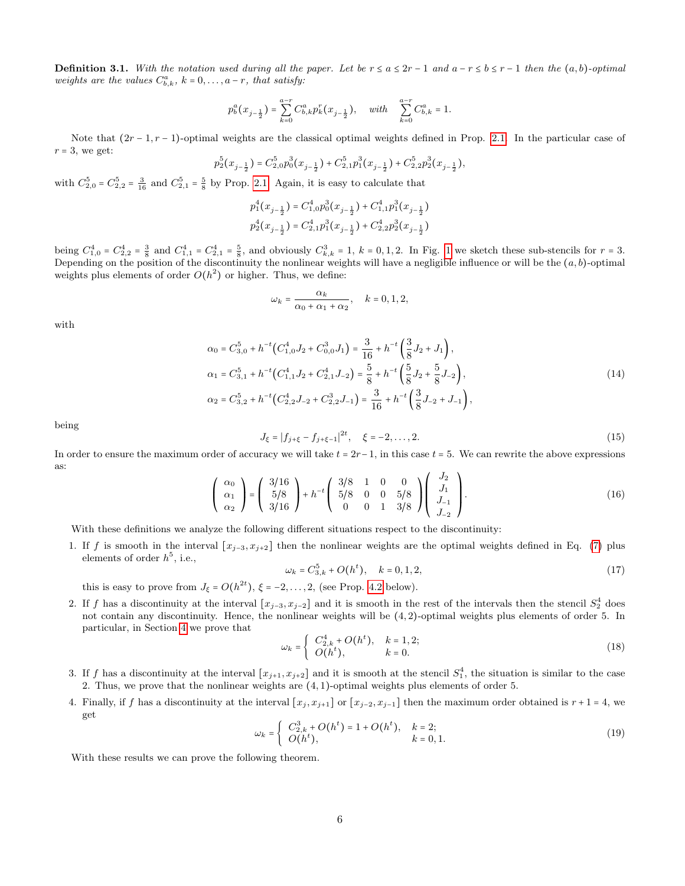**Definition 3.1.** *With the notation used during all the paper. Let be $r \le a \le 2r-1$ and $a-r \le b \le r-1$ then the $(a,b)$-optimal weights are the values $C^a_{b,k}$, $k = 0,\dots,a-r$, that satisfy:*

$$p^a_b(x_{j-\frac{1}{2}}) = \sum_{k=0}^{a-r} C^a_{b,k} p^r_k(x_{j-\frac{1}{2}}), \quad \text{with} \quad \sum_{k=0}^{a-r} C^a_{b,k} = 1.$$

Note that $(2r-1, r-1)$-optimal weights are the classical optimal weights defined in Prop. 2.1. In the particular case of $r=3$, we get:

$$p^5_2(x_{j-\frac{1}{2}}) = C^5_{2,0} p^3_0(x_{j-\frac{1}{2}}) + C^5_{2,1} p^3_1(x_{j-\frac{1}{2}}) + C^5_{2,2} p^3_2(x_{j-\frac{1}{2}}),$$

with $C^5_{2,0} = C^5_{2,2} = \frac{3}{16}$ and $C^5_{2,1} = \frac{5}{8}$ by Prop. 2.1. Again, it is easy to calculate that

$$\begin{aligned} p^4_1(x_{j-\frac{1}{2}}) &= C^4_{1,0} p^3_0(x_{j-\frac{1}{2}}) + C^4_{1,1} p^3_1(x_{j-\frac{1}{2}}) \\ p^4_2(x_{j-\frac{1}{2}}) &= C^4_{2,1} p^3_1(x_{j-\frac{1}{2}}) + C^4_{2,2} p^3_2(x_{j-\frac{1}{2}}) \end{aligned}$$

being $C^4_{1,0} = C^4_{2,2} = \frac{3}{8}$ and $C^4_{1,1} = C^4_{2,1} = \frac{5}{8}$, and obviously $C^3_{k,k} = 1$, $k = 0,1,2$. In Fig. 1 we sketch these sub-stencils for $r=3$. Depending on the position of the discontinuity the nonlinear weights will have a negligible influence or will be the $(a,b)$-optimal weights plus elements of order $O(h^2)$ or higher. Thus, we define:

$$\omega_k = \frac{\alpha_k}{\alpha_0 + \alpha_1 + \alpha_2}, \quad k = 0,1,2,$$

with

$$\begin{aligned} \alpha_0 &= C^5_{3,0} + h^{-t}\big(C^4_{1,0} J_2 + C^3_{0,0} J_1\big) = \frac{3}{16} + h^{-t}\left(\frac{3}{8} J_2 + J_1\right), \\ \alpha_1 &= C^5_{3,1} + h^{-t}\big(C^4_{1,1} J_2 + C^4_{2,1} J_{-2}\big) = \frac{5}{8} + h^{-t}\left(\frac{5}{8} J_2 + \frac{5}{8} J_{-2}\right), \\ \alpha_2 &= C^5_{3,2} + h^{-t}\big(C^4_{2,2} J_{-2} + C^3_{2,2} J_{-1}\big) = \frac{3}{16} + h^{-t}\left(\frac{3}{8} J_{-2} + J_{-1}\right), \end{aligned} \tag{14}$$

being

$$J_\xi = |f_{j+\xi} - f_{j+\xi-1}|^{2t}, \quad \xi = -2,\dots,2. \tag{15}$$

In order to ensure the maximum order of accuracy we will take $t = 2r-1$, in this case $t = 5$. We can rewrite the above expressions as:

$$\begin{pmatrix} \alpha_0 \\ \alpha_1 \\ \alpha_2 \end{pmatrix} = \begin{pmatrix} 3/16 \\ 5/8 \\ 3/16 \end{pmatrix} + h^{-t} \begin{pmatrix} 3/8 & 1 & 0 & 0 \\ 5/8 & 0 & 0 & 5/8 \\ 0 & 0 & 1 & 3/8 \end{pmatrix} \begin{pmatrix} J_2 \\ J_1 \\ J_{-1} \\ J_{-2} \end{pmatrix}. \tag{16}$$

With these definitions we analyze the following different situations respect to the discontinuity:

1. If $f$ is smooth in the interval $[x_{j-3}, x_{j+2}]$ then the nonlinear weights are the optimal weights defined in Eq. (7) plus elements of order $h^5$, i.e.,
$$\omega_k = C^5_{3,k} + O(h^t), \quad k = 0,1,2, \tag{17}$$
this is easy to prove from $J_\xi = O(h^{2t})$, $\xi = -2,\dots,2$, (see Prop. 4.2 below).

2. If $f$ has a discontinuity at the interval $[x_{j-3}, x_{j-2}]$ and it is smooth in the rest of the intervals then the stencil $S^4_2$ does not contain any discontinuity. Hence, the nonlinear weights will be $(4,2)$-optimal weights plus elements of order 5. In particular, in Section 4 we prove that
$$\omega_k = \begin{cases} C^4_{2,k} + O(h^t), & k = 1,2; \\ O(h^t), & k = 0. \end{cases} \tag{18}$$

3. If $f$ has a discontinuity at the interval $[x_{j+1}, x_{j+2}]$ and it is smooth at the stencil $S^4_1$, the situation is similar to the case 2. Thus, we prove that the nonlinear weights are $(4,1)$-optimal weights plus elements of order 5.

4. Finally, if $f$ has a discontinuity at the interval $[x_j, x_{j+1}]$ or $[x_{j-2}, x_{j-1}]$ then the maximum order obtained is $r+1 = 4$, we get
$$\omega_k = \begin{cases} C^3_{2,k} + O(h^t) = 1 + O(h^t), & k = 2; \\ O(h^t), & k = 0,1. \end{cases} \tag{19}$$

With these results we can prove the following theorem.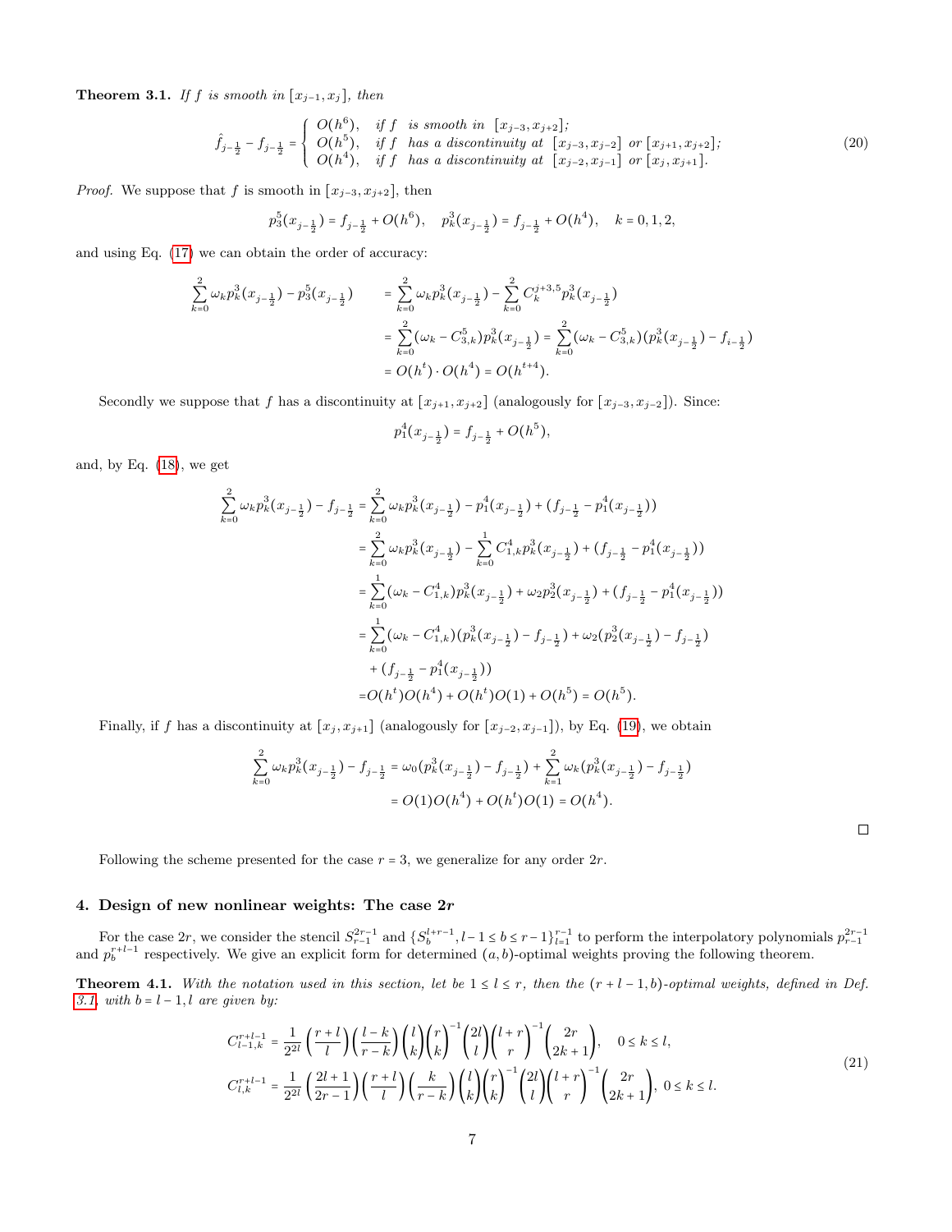**Theorem 3.1.** *If $f$ is smooth in $[x_{j-1}, x_j]$, then*

$$\hat{f}_{j-\frac{1}{2}} - f_{j-\frac{1}{2}} = \begin{cases} O(h^6), & \text{if } f \text{ is smooth in } [x_{j-3}, x_{j+2}]; \\ O(h^5), & \text{if } f \text{ has a discontinuity at } [x_{j-3}, x_{j-2}] \text{ or } [x_{j+1}, x_{j+2}]; \\ O(h^4), & \text{if } f \text{ has a discontinuity at } [x_{j-2}, x_{j-1}] \text{ or } [x_j, x_{j+1}]. \end{cases} \tag{20}$$

*Proof.* We suppose that $f$ is smooth in $[x_{j-3}, x_{j+2}]$, then

$$p_3^5(x_{j-\frac{1}{2}}) = f_{j-\frac{1}{2}} + O(h^6), \quad p_k^3(x_{j-\frac{1}{2}}) = f_{j-\frac{1}{2}} + O(h^4), \quad k = 0, 1, 2,$$

and using Eq. (17) we can obtain the order of accuracy:

$$\begin{aligned}
\sum_{k=0}^{2} \omega_k p_k^3(x_{j-\frac{1}{2}}) - p_3^5(x_{j-\frac{1}{2}}) &= \sum_{k=0}^{2} \omega_k p_k^3(x_{j-\frac{1}{2}}) - \sum_{k=0}^{2} C_k^{j+3,5} p_k^3(x_{j-\frac{1}{2}}) \\
&= \sum_{k=0}^{2} (\omega_k - C_{3,k}^5) p_k^3(x_{j-\frac{1}{2}}) = \sum_{k=0}^{2} (\omega_k - C_{3,k}^5)(p_k^3(x_{j-\frac{1}{2}}) - f_{i-\frac{1}{2}}) \\
&= O(h^t) \cdot O(h^4) = O(h^{t+4}).
\end{aligned}$$

Secondly we suppose that $f$ has a discontinuity at $[x_{j+1}, x_{j+2}]$ (analogously for $[x_{j-3}, x_{j-2}]$). Since:

$$p_1^4(x_{j-\frac{1}{2}}) = f_{j-\frac{1}{2}} + O(h^5),$$

and, by Eq. (18), we get

$$\begin{aligned}
\sum_{k=0}^{2} \omega_k p_k^3(x_{j-\frac{1}{2}}) - f_{j-\frac{1}{2}} &= \sum_{k=0}^{2} \omega_k p_k^3(x_{j-\frac{1}{2}}) - p_1^4(x_{j-\frac{1}{2}}) + (f_{j-\frac{1}{2}} - p_1^4(x_{j-\frac{1}{2}})) \\
&= \sum_{k=0}^{2} \omega_k p_k^3(x_{j-\frac{1}{2}}) - \sum_{k=0}^{1} C_{1,k}^4 p_k^3(x_{j-\frac{1}{2}}) + (f_{j-\frac{1}{2}} - p_1^4(x_{j-\frac{1}{2}})) \\
&= \sum_{k=0}^{1} (\omega_k - C_{1,k}^4) p_k^3(x_{j-\frac{1}{2}}) + \omega_2 p_2^3(x_{j-\frac{1}{2}}) + (f_{j-\frac{1}{2}} - p_1^4(x_{j-\frac{1}{2}})) \\
&= \sum_{k=0}^{1} (\omega_k - C_{1,k}^4)(p_k^3(x_{j-\frac{1}{2}}) - f_{j-\frac{1}{2}}) + \omega_2 (p_2^3(x_{j-\frac{1}{2}}) - f_{j-\frac{1}{2}}) \\
&\quad + (f_{j-\frac{1}{2}} - p_1^4(x_{j-\frac{1}{2}})) \\
&= O(h^t) O(h^4) + O(h^t) O(1) + O(h^5) = O(h^5).
\end{aligned}$$

Finally, if $f$ has a discontinuity at $[x_j, x_{j+1}]$ (analogously for $[x_{j-2}, x_{j-1}]$), by Eq. (19), we obtain

$$\begin{aligned}
\sum_{k=0}^{2} \omega_k p_k^3(x_{j-\frac{1}{2}}) - f_{j-\frac{1}{2}} &= \omega_0 (p_k^3(x_{j-\frac{1}{2}}) - f_{j-\frac{1}{2}}) + \sum_{k=1}^{2} \omega_k (p_k^3(x_{j-\frac{1}{2}}) - f_{j-\frac{1}{2}}) \\
&= O(1) O(h^4) + O(h^t) O(1) = O(h^4).
\end{aligned}$$

□

Following the scheme presented for the case $r = 3$, we generalize for any order $2r$.

## 4. Design of new nonlinear weights: The case $2r$

For the case $2r$, we consider the stencil $S_{r-1}^{2r-1}$ and $\{S_b^{l+r-1}, l-1 \le b \le r-1\}_{l=1}^{r-1}$ to perform the interpolatory polynomials $p_{r-1}^{2r-1}$ and $p_b^{r+l-1}$ respectively. We give an explicit form for determined $(a, b)$-optimal weights proving the following theorem.

**Theorem 4.1.** *With the notation used in this section, let be $1 \le l \le r$, then the $(r+l-1, b)$-optimal weights, defined in Def. 3.1, with $b = l-1, l$ are given by:*

$$\begin{aligned}
C_{l-1,k}^{r+l-1} &= \frac{1}{2^{2l}} \left(\frac{r+l}{l}\right) \left(\frac{l-k}{r-k}\right) \binom{l}{k} \binom{r}{k}^{-1} \binom{2l}{l} \binom{l+r}{r}^{-1} \binom{2r}{2k+1}, \quad 0 \le k \le l, \\
C_{l,k}^{r+l-1} &= \frac{1}{2^{2l}} \left(\frac{2l+1}{2r-1}\right) \left(\frac{r+l}{l}\right) \left(\frac{k}{r-k}\right) \binom{l}{k} \binom{r}{k}^{-1} \binom{2l}{l} \binom{l+r}{r}^{-1} \binom{2r}{2k+1}, \quad 0 \le k \le l.
\end{aligned} \tag{21}$$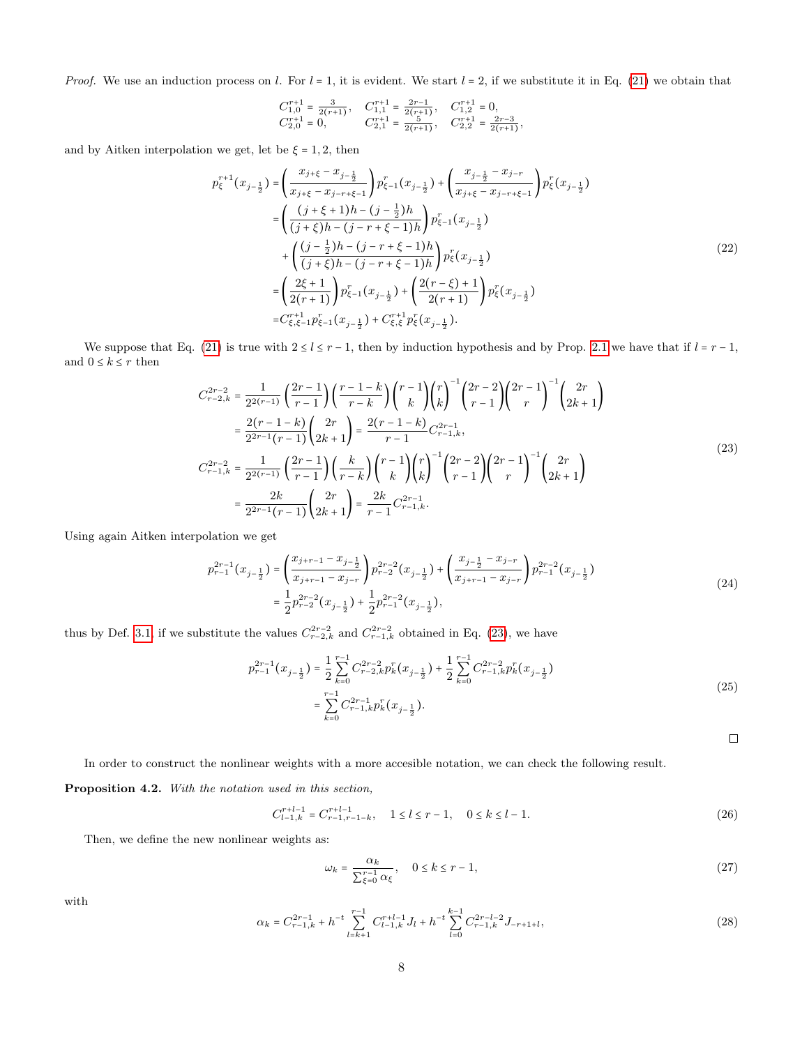*Proof.* We use an induction process on $l$. For $l=1$, it is evident. We start $l=2$, if we substitute it in Eq. (21) we obtain that

$$
\begin{array}{lll}
C^{r+1}_{1,0}=\frac{3}{2(r+1)}, & C^{r+1}_{1,1}=\frac{2r-1}{2(r+1)}, & C^{r+1}_{1,2}=0,\\
C^{r+1}_{2,0}=0, & C^{r+1}_{2,1}=\frac{5}{2(r+1)}, & C^{r+1}_{2,2}=\frac{2r-3}{2(r+1)},
\end{array}
$$

and by Aitken interpolation we get, let be $\xi=1,2$, then

$$
\begin{aligned}
p^{r+1}_{\xi}(x_{j-\frac{1}{2}}) &= \left(\frac{x_{j+\xi}-x_{j-\frac{1}{2}}}{x_{j+\xi}-x_{j-r+\xi-1}}\right)p^{r}_{\xi-1}(x_{j-\frac{1}{2}})+\left(\frac{x_{j-\frac{1}{2}}-x_{j-r}}{x_{j+\xi}-x_{j-r+\xi-1}}\right)p^{r}_{\xi}(x_{j-\frac{1}{2}})\\
&=\left(\frac{(j+\xi+1)h-(j-\frac{1}{2})h}{(j+\xi)h-(j-r+\xi-1)h}\right)p^{r}_{\xi-1}(x_{j-\frac{1}{2}})\\
&\quad+\left(\frac{(j-\frac{1}{2})h-(j-r+\xi-1)h}{(j+\xi)h-(j-r+\xi-1)h}\right)p^{r}_{\xi}(x_{j-\frac{1}{2}})\\
&=\left(\frac{2\xi+1}{2(r+1)}\right)p^{r}_{\xi-1}(x_{j-\frac{1}{2}})+\left(\frac{2(r-\xi)+1}{2(r+1)}\right)p^{r}_{\xi}(x_{j-\frac{1}{2}})\\
&=C^{r+1}_{\xi,\xi-1}p^{r}_{\xi-1}(x_{j-\frac{1}{2}})+C^{r+1}_{\xi,\xi}p^{r}_{\xi}(x_{j-\frac{1}{2}}).
\end{aligned}
\tag{22}
$$

We suppose that Eq. (21) is true with $2\leq l\leq r-1$, then by induction hypothesis and by Prop. 2.1 we have that if $l=r-1$, and $0\leq k\leq r$ then

$$
\begin{aligned}
C^{2r-2}_{r-2,k} &= \frac{1}{2^{2(r-1)}}\left(\frac{2r-1}{r-1}\right)\left(\frac{r-1-k}{r-k}\right)\binom{r-1}{k}\binom{r}{k}^{-1}\binom{2r-2}{r-1}\binom{2r-1}{r}^{-1}\binom{2r}{2k+1}\\
&=\frac{2(r-1-k)}{2^{2r-1}(r-1)}\binom{2r}{2k+1}=\frac{2(r-1-k)}{r-1}C^{2r-1}_{r-1,k},\\
C^{2r-2}_{r-1,k} &= \frac{1}{2^{2(r-1)}}\left(\frac{2r-1}{r-1}\right)\left(\frac{k}{r-k}\right)\binom{r-1}{k}\binom{r}{k}^{-1}\binom{2r-2}{r-1}\binom{2r-1}{r}^{-1}\binom{2r}{2k+1}\\
&=\frac{2k}{2^{2r-1}(r-1)}\binom{2r}{2k+1}=\frac{2k}{r-1}C^{2r-1}_{r-1,k}.
\end{aligned}
\tag{23}
$$

Using again Aitken interpolation we get

$$
\begin{aligned}
p^{2r-1}_{r-1}(x_{j-\frac{1}{2}}) &= \left(\frac{x_{j+r-1}-x_{j-\frac{1}{2}}}{x_{j+r-1}-x_{j-r}}\right)p^{2r-2}_{r-2}(x_{j-\frac{1}{2}})+\left(\frac{x_{j-\frac{1}{2}}-x_{j-r}}{x_{j+r-1}-x_{j-r}}\right)p^{2r-2}_{r-1}(x_{j-\frac{1}{2}})\\
&=\frac{1}{2}p^{2r-2}_{r-2}(x_{j-\frac{1}{2}})+\frac{1}{2}p^{2r-2}_{r-1}(x_{j-\frac{1}{2}}),
\end{aligned}
\tag{24}
$$

thus by Def. 3.1, if we substitute the values $C^{2r-2}_{r-2,k}$ and $C^{2r-2}_{r-1,k}$ obtained in Eq. (23), we have

$$
\begin{aligned}
p^{2r-1}_{r-1}(x_{j-\frac{1}{2}}) &= \frac{1}{2}\sum_{k=0}^{r-1}C^{2r-2}_{r-2,k}p^{r}_{k}(x_{j-\frac{1}{2}})+\frac{1}{2}\sum_{k=0}^{r-1}C^{2r-2}_{r-1,k}p^{r}_{k}(x_{j-\frac{1}{2}})\\
&=\sum_{k=0}^{r-1}C^{2r-1}_{r-1,k}p^{r}_{k}(x_{j-\frac{1}{2}}).
\end{aligned}
\tag{25}
$$

□

In order to construct the nonlinear weights with a more accesible notation, we can check the following result.

**Proposition 4.2.** *With the notation used in this section,*

$$
C^{r+l-1}_{l-1,k}=C^{r+l-1}_{r-1,r-1-k},\quad 1\leq l\leq r-1,\quad 0\leq k\leq l-1. \tag{26}
$$

Then, we define the new nonlinear weights as:

$$
\omega_k=\frac{\alpha_k}{\sum_{\xi=0}^{r-1}\alpha_\xi},\quad 0\leq k\leq r-1, \tag{27}
$$

with

$$
\alpha_k=C^{2r-1}_{r-1,k}+h^{-t}\sum_{l=k+1}^{r-1}C^{r+l-1}_{l-1,k}J_l+h^{-t}\sum_{l=0}^{k-1}C^{2r-l-2}_{r-1,k}J_{-r+1+l}, \tag{28}
$$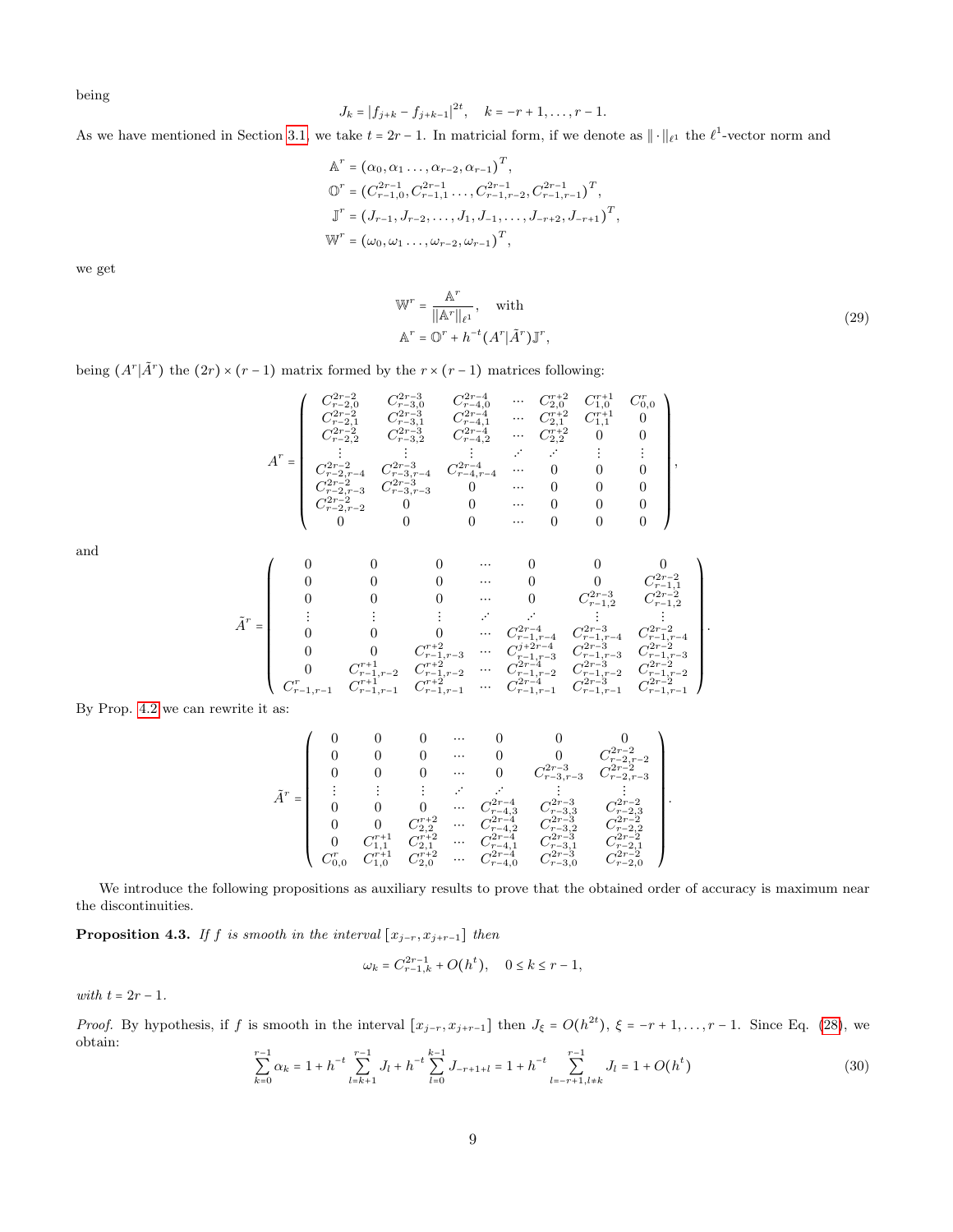being

$$J_k = |f_{j+k} - f_{j+k-1}|^{2t}, \quad k = -r+1, \dots, r-1.$$

As we have mentioned in Section 3.1, we take $t = 2r-1$. In matricial form, if we denote as $\|\cdot\|_{\ell^1}$ the $\ell^1$-vector norm and

$$\begin{aligned}
\mathbb{A}^r &= (\alpha_0, \alpha_1 \dots, \alpha_{r-2}, \alpha_{r-1})^T, \\
\mathbb{O}^r &= (C^{2r-1}_{r-1,0}, C^{2r-1}_{r-1,1} \dots, C^{2r-1}_{r-1,r-2}, C^{2r-1}_{r-1,r-1})^T, \\
\mathbb{J}^r &= (J_{r-1}, J_{r-2}, \dots, J_1, J_{-1}, \dots, J_{-r+2}, J_{-r+1})^T, \\
\mathbb{W}^r &= (\omega_0, \omega_1 \dots, \omega_{r-2}, \omega_{r-1})^T,
\end{aligned}$$

we get

$$\begin{aligned}
\mathbb{W}^r &= \frac{\mathbb{A}^r}{\|\mathbb{A}^r\|_{\ell^1}}, \quad \text{with} \\
\mathbb{A}^r &= \mathbb{O}^r + h^{-t}(A^r|\tilde{A}^r)\mathbb{J}^r,
\end{aligned} \tag{29}$$

being $(A^r|\tilde{A}^r)$ the $(2r)\times(r-1)$ matrix formed by the $r\times(r-1)$ matrices following:

$$A^r = \begin{pmatrix}
C^{2r-2}_{r-2,0} & C^{2r-3}_{r-3,0} & C^{2r-4}_{r-4,0} & \cdots & C^{r+2}_{2,0} & C^{r+1}_{1,0} & C^{r}_{0,0} \\
C^{2r-2}_{r-2,1} & C^{2r-3}_{r-3,1} & C^{2r-4}_{r-4,1} & \cdots & C^{r+2}_{2,1} & C^{r+1}_{1,1} & 0 \\
C^{2r-2}_{r-2,2} & C^{2r-3}_{r-3,2} & C^{2r-4}_{r-4,2} & \cdots & C^{r+2}_{2,2} & 0 & 0 \\
\vdots & \vdots & \vdots & \iddots & \iddots & \vdots & \vdots \\
C^{2r-2}_{r-2,r-4} & C^{2r-3}_{r-3,r-4} & C^{2r-4}_{r-4,r-4} & \cdots & 0 & 0 & 0 \\
C^{2r-2}_{r-2,r-3} & C^{2r-3}_{r-3,r-3} & 0 & \cdots & 0 & 0 & 0 \\
C^{2r-2}_{r-2,r-2} & 0 & 0 & \cdots & 0 & 0 & 0 \\
0 & 0 & 0 & \cdots & 0 & 0 & 0
\end{pmatrix},$$

and

$$\tilde{A}^r = \begin{pmatrix}
0 & 0 & 0 & \cdots & 0 & 0 & 0 \\
0 & 0 & 0 & \cdots & 0 & 0 & C^{2r-2}_{r-1,1} \\
0 & 0 & 0 & \cdots & 0 & C^{2r-3}_{r-1,2} & C^{2r-2}_{r-1,2} \\
\vdots & \vdots & \vdots & \iddots & \iddots & \vdots & \vdots \\
0 & 0 & 0 & \cdots & C^{2r-4}_{r-1,r-4} & C^{2r-3}_{r-1,r-4} & C^{2r-2}_{r-1,r-4} \\
0 & 0 & C^{r+2}_{r-1,r-3} & \cdots & C^{j+2r-4}_{r-1,r-3} & C^{2r-3}_{r-1,r-3} & C^{2r-2}_{r-1,r-3} \\
0 & C^{r+1}_{r-1,r-2} & C^{r+2}_{r-1,r-2} & \cdots & C^{2r-4}_{r-1,r-2} & C^{2r-3}_{r-1,r-2} & C^{2r-2}_{r-1,r-2} \\
C^{r}_{r-1,r-1} & C^{r+1}_{r-1,r-1} & C^{r+2}_{r-1,r-1} & \cdots & C^{2r-4}_{r-1,r-1} & C^{2r-3}_{r-1,r-1} & C^{2r-2}_{r-1,r-1}
\end{pmatrix}.$$

By Prop. 4.2 we can rewrite it as:

$$\tilde{A}^r = \begin{pmatrix}
0 & 0 & 0 & \cdots & 0 & 0 & 0 \\
0 & 0 & 0 & \cdots & 0 & 0 & C^{2r-2}_{r-2,r-2} \\
0 & 0 & 0 & \cdots & 0 & C^{2r-3}_{r-3,r-3} & C^{2r-2}_{r-2,r-3} \\
\vdots & \vdots & \vdots & \iddots & \iddots & \vdots & \vdots \\
0 & 0 & 0 & \cdots & C^{2r-4}_{r-4,3} & C^{2r-3}_{r-3,3} & C^{2r-2}_{r-2,3} \\
0 & 0 & C^{r+2}_{2,2} & \cdots & C^{2r-4}_{r-4,2} & C^{2r-3}_{r-3,2} & C^{2r-2}_{r-2,2} \\
0 & C^{r+1}_{1,1} & C^{r+2}_{2,1} & \cdots & C^{2r-4}_{r-4,1} & C^{2r-3}_{r-3,1} & C^{2r-2}_{r-2,1} \\
C^{r}_{0,0} & C^{r+1}_{1,0} & C^{r+2}_{2,0} & \cdots & C^{2r-4}_{r-4,0} & C^{2r-3}_{r-3,0} & C^{2r-2}_{r-2,0}
\end{pmatrix}.$$

We introduce the following propositions as auxiliary results to prove that the obtained order of accuracy is maximum near the discontinuities.

**Proposition 4.3.** *If $f$ is smooth in the interval $[x_{j-r}, x_{j+r-1}]$ then*

$$\omega_k = C^{2r-1}_{r-1,k} + O(h^t), \quad 0 \le k \le r-1,$$

*with $t = 2r-1$.*

*Proof.* By hypothesis, if $f$ is smooth in the interval $[x_{j-r}, x_{j+r-1}]$ then $J_\xi = O(h^{2t})$, $\xi = -r+1, \dots, r-1$. Since Eq. (28), we obtain:

$$\sum_{k=0}^{r-1} \alpha_k = 1 + h^{-t}\sum_{l=k+1}^{r-1} J_l + h^{-t}\sum_{l=0}^{k-1} J_{-r+1+l} = 1 + h^{-t}\sum_{l=-r+1, l\neq k}^{r-1} J_l = 1 + O(h^t) \tag{30}$$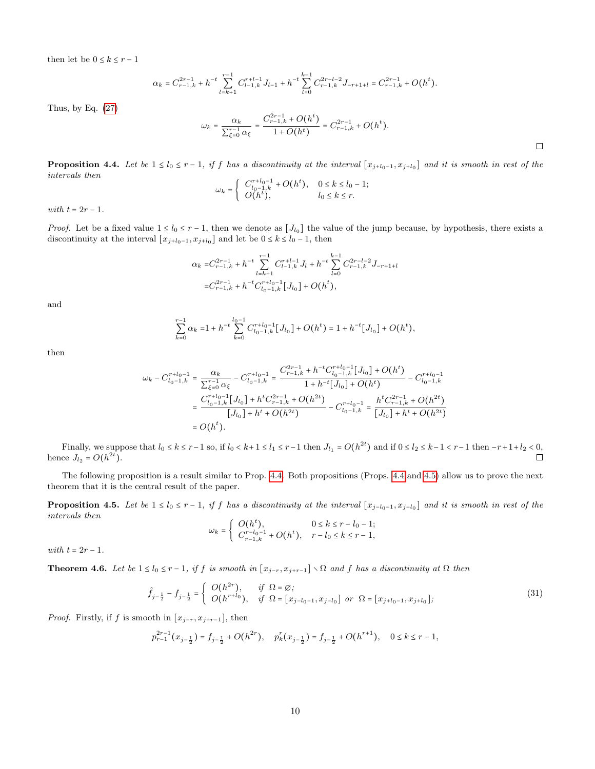then let be $0 \leq k \leq r-1$

$$\alpha_k = C^{2r-1}_{r-1,k} + h^{-t}\sum_{l=k+1}^{r-1} C^{r+l-1}_{l-1,k} J_{l-1} + h^{-t}\sum_{l=0}^{k-1} C^{2r-l-2}_{r-1,k} J_{-r+1+l} = C^{2r-1}_{r-1,k} + O(h^t).$$

Thus, by Eq. (27)

$$\omega_k = \frac{\alpha_k}{\sum_{\xi=0}^{r-1}\alpha_\xi} = \frac{C^{2r-1}_{r-1,k} + O(h^t)}{1+O(h^t)} = C^{2r-1}_{r-1,k} + O(h^t).$$

□

**Proposition 4.4.** *Let be $1 \leq l_0 \leq r-1$, if $f$ has a discontinuity at the interval $[x_{j+l_0-1}, x_{j+l_0}]$ and it is smooth in rest of the intervals then*

$$\omega_k = \begin{cases} C^{r+l_0-1}_{l_0-1,k} + O(h^t), & 0 \leq k \leq l_0-1; \\ O(h^t), & l_0 \leq k \leq r. \end{cases}$$

*with $t = 2r-1$.*

*Proof.* Let be a fixed value $1 \leq l_0 \leq r-1$, then we denote as $[J_{l_0}]$ the value of the jump because, by hypothesis, there exists a discontinuity at the interval $[x_{j+l_0-1}, x_{j+l_0}]$ and let be $0 \leq k \leq l_0-1$, then

$$\begin{aligned}\alpha_k =& C^{2r-1}_{r-1,k} + h^{-t}\sum_{l=k+1}^{r-1} C^{r+l-1}_{l-1,k} J_l + h^{-t}\sum_{l=0}^{k-1} C^{2r-l-2}_{r-1,k} J_{-r+1+l} \\ =& C^{2r-1}_{r-1,k} + h^{-t} C^{r+l_0-1}_{l_0-1,k}[J_{l_0}] + O(h^t),\end{aligned}$$

and

$$\sum_{k=0}^{r-1}\alpha_k = 1 + h^{-t}\sum_{k=0}^{l_0-1} C^{r+l_0-1}_{l_0-1,k}[J_{l_0}] + O(h^t) = 1 + h^{-t}[J_{l_0}] + O(h^t),$$

then

$$\begin{aligned}\omega_k - C^{r+l_0-1}_{l_0-1,k} &= \frac{\alpha_k}{\sum_{\xi=0}^{r-1}\alpha_\xi} - C^{r+l_0-1}_{l_0-1,k} = \frac{C^{2r-1}_{r-1,k} + h^{-t}C^{r+l_0-1}_{l_0-1,k}[J_{l_0}] + O(h^t)}{1 + h^{-t}[J_{l_0}] + O(h^t)} - C^{r+l_0-1}_{l_0-1,k} \\ &= \frac{C^{r+l_0-1}_{l_0-1,k}[J_{l_0}] + h^t C^{2r-1}_{r-1,k} + O(h^{2t})}{[J_{l_0}] + h^t + O(h^{2t})} - C^{r+l_0-1}_{l_0-1,k} = \frac{h^t C^{2r-1}_{r-1,k} + O(h^{2t})}{[J_{l_0}] + h^t + O(h^{2t})} \\ &= O(h^t).\end{aligned}$$

Finally, we suppose that $l_0 \leq k \leq r-1$ so, if $l_0 < k+1 \leq l_1 \leq r-1$ then $J_{l_1} = O(h^{2t})$ and if $0 \leq l_2 \leq k-1 < r-1$ then $-r+1+l_2 < 0$, hence $J_{l_2} = O(h^{2t})$. □

The following proposition is a result similar to Prop. 4.4. Both propositions (Props. 4.4 and 4.5) allow us to prove the next theorem that it is the central result of the paper.

**Proposition 4.5.** *Let be $1 \leq l_0 \leq r-1$, if $f$ has a discontinuity at the interval $[x_{j-l_0-1}, x_{j-l_0}]$ and it is smooth in rest of the intervals then*

$$\omega_k = \begin{cases} O(h^t), & 0 \leq k \leq r-l_0-1; \\ C^{r-l_0-1}_{r-1,k} + O(h^t), & r-l_0 \leq k \leq r-1, \end{cases}$$

*with $t = 2r-1$.*

**Theorem 4.6.** *Let be $1 \leq l_0 \leq r-1$, if $f$ is smooth in $[x_{j-r}, x_{j+r-1}] \setminus \Omega$ and $f$ has a discontinuity at $\Omega$ then*

$$\hat{f}_{j-\frac{1}{2}} - f_{j-\frac{1}{2}} = \begin{cases} O(h^{2r}), & \text{if } \Omega = \varnothing; \\ O(h^{r+l_0}), & \text{if } \Omega = [x_{j-l_0-1}, x_{j-l_0}] \text{ or } \Omega = [x_{j+l_0-1}, x_{j+l_0}]; \end{cases} \tag{31}$$

*Proof.* Firstly, if $f$ is smooth in $[x_{j-r}, x_{j+r-1}]$, then

$$p^{2r-1}_{r-1}(x_{j-\frac{1}{2}}) = f_{j-\frac{1}{2}} + O(h^{2r}), \quad p^r_k(x_{j-\frac{1}{2}}) = f_{j-\frac{1}{2}} + O(h^{r+1}), \quad 0 \leq k \leq r-1,$$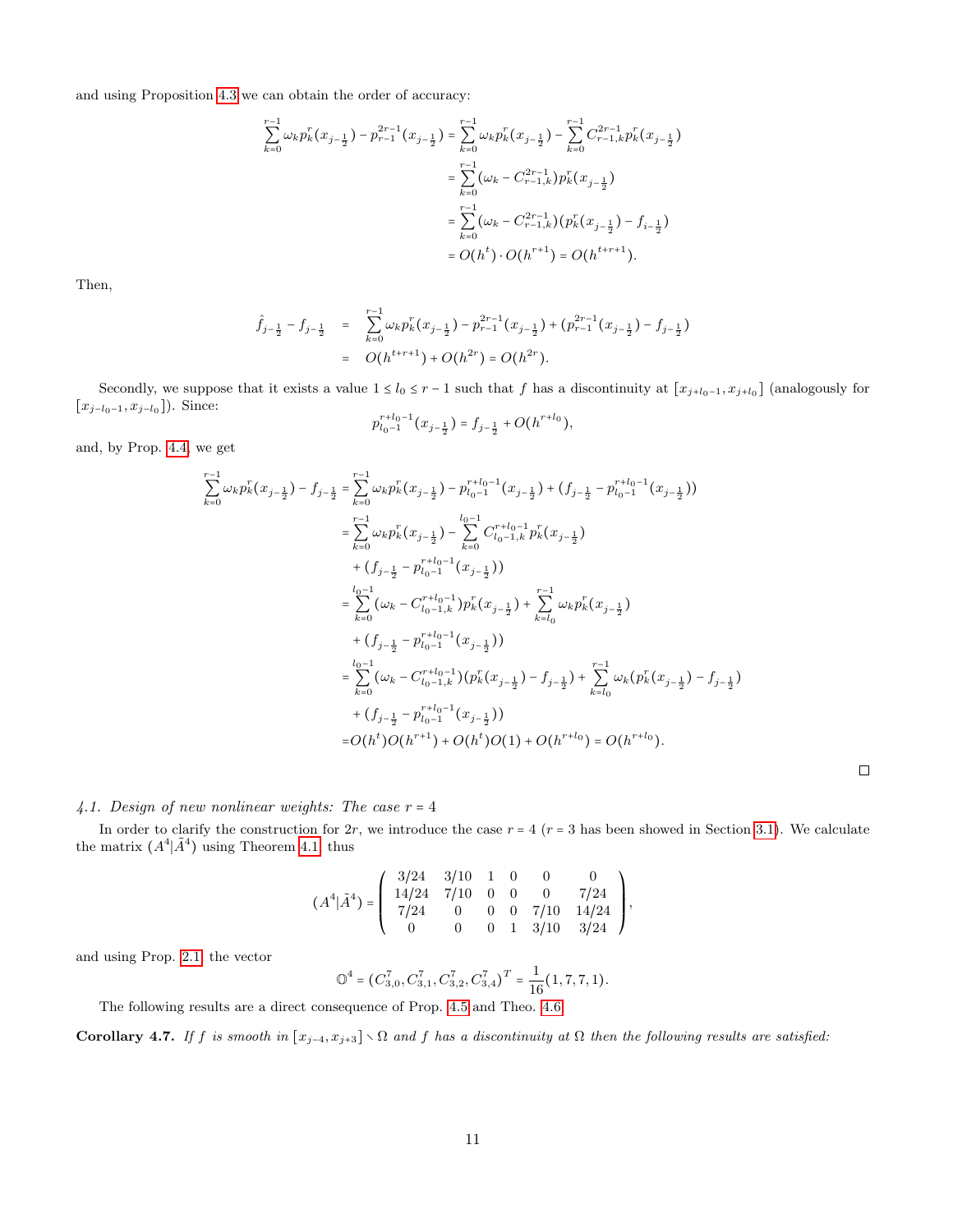and using Proposition 4.3 we can obtain the order of accuracy:

$$
\begin{aligned}
\sum_{k=0}^{r-1}\omega_k p_k^r(x_{j-\frac12}) - p_{r-1}^{2r-1}(x_{j-\frac12}) &= \sum_{k=0}^{r-1}\omega_k p_k^r(x_{j-\frac12}) - \sum_{k=0}^{r-1} C_{r-1,k}^{2r-1} p_k^r(x_{j-\frac12})\\
&= \sum_{k=0}^{r-1}(\omega_k - C_{r-1,k}^{2r-1}) p_k^r(x_{j-\frac12})\\
&= \sum_{k=0}^{r-1}(\omega_k - C_{r-1,k}^{2r-1}) (p_k^r(x_{j-\frac12}) - f_{i-\frac12})\\
&= O(h^t)\cdot O(h^{r+1}) = O(h^{t+r+1}).
\end{aligned}
$$

Then,

$$
\begin{aligned}
\hat{f}_{j-\frac12} - f_{j-\frac12} &= \sum_{k=0}^{r-1}\omega_k p_k^r(x_{j-\frac12}) - p_{r-1}^{2r-1}(x_{j-\frac12}) + (p_{r-1}^{2r-1}(x_{j-\frac12}) - f_{j-\frac12})\\
&= O(h^{t+r+1}) + O(h^{2r}) = O(h^{2r}).
\end{aligned}
$$

Secondly, we suppose that it exists a value $1\le l_0 \le r-1$ such that $f$ has a discontinuity at $[x_{j+l_0-1}, x_{j+l_0}]$ (analogously for $[x_{j-l_0-1}, x_{j-l_0}]$). Since:

$$
p_{l_0-1}^{r+l_0-1}(x_{j-\frac12}) = f_{j-\frac12} + O(h^{r+l_0}),
$$

and, by Prop. 4.4, we get

$$
\begin{aligned}
\sum_{k=0}^{r-1}\omega_k p_k^r(x_{j-\frac12}) - f_{j-\frac12} &= \sum_{k=0}^{r-1}\omega_k p_k^r(x_{j-\frac12}) - p_{l_0-1}^{r+l_0-1}(x_{j-\frac12}) + (f_{j-\frac12} - p_{l_0-1}^{r+l_0-1}(x_{j-\frac12}))\\
&= \sum_{k=0}^{r-1}\omega_k p_k^r(x_{j-\frac12}) - \sum_{k=0}^{l_0-1} C_{l_0-1,k}^{r+l_0-1} p_k^r(x_{j-\frac12})\\
&\quad + (f_{j-\frac12} - p_{l_0-1}^{r+l_0-1}(x_{j-\frac12}))\\
&= \sum_{k=0}^{l_0-1}(\omega_k - C_{l_0-1,k}^{r+l_0-1}) p_k^r(x_{j-\frac12}) + \sum_{k=l_0}^{r-1}\omega_k p_k^r(x_{j-\frac12})\\
&\quad + (f_{j-\frac12} - p_{l_0-1}^{r+l_0-1}(x_{j-\frac12}))\\
&= \sum_{k=0}^{l_0-1}(\omega_k - C_{l_0-1,k}^{r+l_0-1}) (p_k^r(x_{j-\frac12}) - f_{j-\frac12}) + \sum_{k=l_0}^{r-1}\omega_k (p_k^r(x_{j-\frac12}) - f_{j-\frac12})\\
&\quad + (f_{j-\frac12} - p_{l_0-1}^{r+l_0-1}(x_{j-\frac12}))\\
&= O(h^t)O(h^{r+1}) + O(h^t)O(1) + O(h^{r+l_0}) = O(h^{r+l_0}).
\end{aligned}
$$

□

*4.1. Design of new nonlinear weights: The case $r=4$*

In order to clarify the construction for $2r$, we introduce the case $r=4$ ($r=3$ has been showed in Section 3.1). We calculate the matrix $(A^4|\tilde{A}^4)$ using Theorem 4.1, thus

$$
(A^4|\tilde{A}^4) = \begin{pmatrix}
3/24 & 3/10 & 1 & 0 & 0 & 0\\
14/24 & 7/10 & 0 & 0 & 0 & 7/24\\
7/24 & 0 & 0 & 0 & 7/10 & 14/24\\
0 & 0 & 0 & 1 & 3/10 & 3/24
\end{pmatrix},
$$

and using Prop. 2.1 the vector

$$
\mathbb{O}^4 = (C_{3,0}^7, C_{3,1}^7, C_{3,2}^7, C_{3,4}^7)^T = \frac{1}{16}(1,7,7,1).
$$

The following results are a direct consequence of Prop. 4.5 and Theo. 4.6.

**Corollary 4.7.** *If $f$ is smooth in $[x_{j-4}, x_{j+3}]\smallsetminus\Omega$ and $f$ has a discontinuity at $\Omega$ then the following results are satisfied:*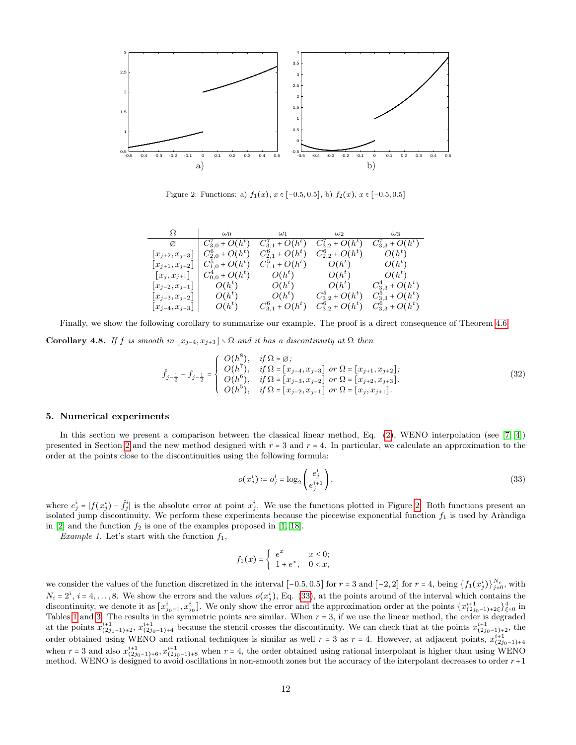Figure 2: Functions: a) $f_1(x)$, $x \in [-0.5, 0.5]$, b) $f_2(x)$, $x \in [-0.5, 0.5]$

| $\Omega$ | $\omega_0$ | $\omega_1$ | $\omega_2$ | $\omega_3$ |
|---|---|---|---|---|
| $\varnothing$ | $C_{3,0}^7 + O(h^t)$ | $C_{3,1}^7 + O(h^t)$ | $C_{3,2}^7 + O(h^t)$ | $C_{3,3}^7 + O(h^t)$ |
| $[x_{j+2}, x_{j+3}]$ | $C_{2,0}^6 + O(h^t)$ | $C_{2,1}^6 + O(h^t)$ | $C_{2,2}^6 + O(h^t)$ | $O(h^t)$ |
| $[x_{j+1}, x_{j+2}]$ | $C_{1,0}^5 + O(h^t)$ | $C_{1,1}^5 + O(h^t)$ | $O(h^t)$ | $O(h^t)$ |
| $[x_j, x_{j+1}]$ | $C_{0,0}^4 + O(h^t)$ | $O(h^t)$ | $O(h^t)$ | $O(h^t)$ |
| $[x_{j-2}, x_{j-1}]$ | $O(h^t)$ | $O(h^t)$ | $O(h^t)$ | $C_{3,3}^4 + O(h^t)$ |
| $[x_{j-3}, x_{j-2}]$ | $O(h^t)$ | $O(h^t)$ | $C_{3,2}^5 + O(h^t)$ | $C_{3,3}^5 + O(h^t)$ |
| $[x_{j-4}, x_{j-3}]$ | $O(h^t)$ | $C_{3,1}^6 + O(h^t)$ | $C_{3,2}^6 + O(h^t)$ | $C_{3,3}^6 + O(h^t)$ |

Finally, we show the following corollary to summarize our example. The proof is a direct consequence of Theorem 4.6.

**Corollary 4.8.** *If $f$ is smooth in $[x_{j-4}, x_{j+3}] \setminus \Omega$ and it has a discontinuity at $\Omega$ then*

$$\hat{f}_{j-\frac{1}{2}} - f_{j-\frac{1}{2}} = \begin{cases} O(h^8), & \text{if } \Omega = \varnothing; \\ O(h^7), & \text{if } \Omega = [x_{j-4}, x_{j-3}] \text{ or } \Omega = [x_{j+1}, x_{j+2}]; \\ O(h^6), & \text{if } \Omega = [x_{j-3}, x_{j-2}] \text{ or } \Omega = [x_{j+2}, x_{j+3}]. \\ O(h^5), & \text{if } \Omega = [x_{j-2}, x_{j-1}] \text{ or } \Omega = [x_j, x_{j+1}]. \end{cases} \tag{32}$$

## 5. Numerical experiments

In this section we present a comparison between the classical linear method, Eq. (2), WENO interpolation (see [7, 4]) presented in Section 2 and the new method designed with $r = 3$ and $r = 4$. In particular, we calculate an approximation to the order at the points close to the discontinuities using the following formula:

$$o(x_j^i) := o_j^i = \log_2\left(\frac{e_j^i}{e_j^{i+1}}\right), \tag{33}$$

where $e_j^i = |f(x_j^i) - \hat{f}_j^i|$ is the absolute error at point $x_j^i$. We use the functions plotted in Figure 2. Both functions present an isolated jump discontinuity. We perform these experiments because the piecewise exponential function $f_1$ is used by Aràndiga in [2] and the function $f_2$ is one of the examples proposed in [1, 18].

*Example 1.* Let's start with the function $f_1$,

$$f_1(x) = \begin{cases} e^x & x \leq 0; \\ 1 + e^x, & 0 < x, \end{cases}$$

we consider the values of the function discretized in the interval $[-0.5, 0.5]$ for $r = 3$ and $[-2, 2]$ for $r = 4$, being $\{f_1(x_j^i)\}_{j=0}^{N_i}$, with $N_i = 2^i$, $i = 4, \ldots, 8$. We show the errors and the values $o(x_j^i)$, Eq. (33), at the points around of the interval which contains the discontinuity, we denote it as $[x_{j_0-1}^i, x_{j_0}^i]$. We only show the error and the approximation order at the points $\{x_{(2j_0-1)+2\xi}^{i+1}\}_{\xi=0}^4$ in Tables 1 and 3. The results in the symmetric points are similar. When $r = 3$, if we use the linear method, the order is degraded at the points $x_{(2j_0-1)+2}^{i+1}$, $x_{(2j_0-1)+4}^{i+1}$ because the stencil crosses the discontinuity. We can check that at the points $x_{(2j_0-1)+2}^{i+1}$, the order obtained using WENO and rational techniques is similar as well $r = 3$ as $r = 4$. However, at adjacent points, $x_{(2j_0-1)+4}^{i+1}$ when $r = 3$ and also $x_{(2j_0-1)+6}^{i+1}, x_{(2j_0-1)+8}^{i+1}$ when $r = 4$, the order obtained using rational interpolant is higher than using WENO method. WENO is designed to avoid oscillations in non-smooth zones but the accuracy of the interpolant decreases to order $r+1$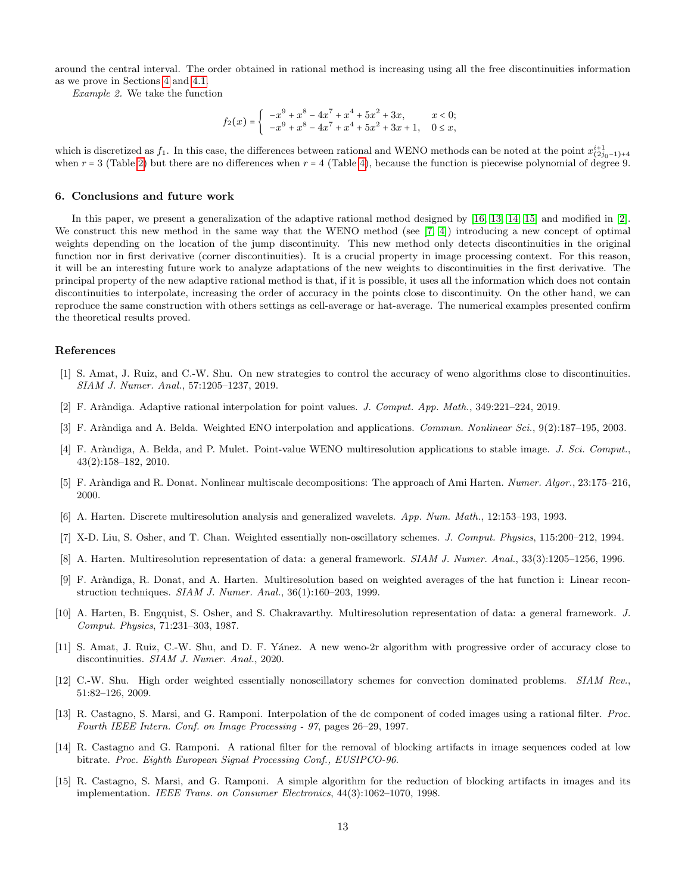around the central interval. The order obtained in rational method is increasing using all the free discontinuities information as we prove in Sections 4 and 4.1.

*Example 2.* We take the function

$$f_2(x) = \begin{cases} -x^9 + x^8 - 4x^7 + x^4 + 5x^2 + 3x, & x < 0; \\ -x^9 + x^8 - 4x^7 + x^4 + 5x^2 + 3x + 1, & 0 \leq x, \end{cases}$$

which is discretized as $f_1$. In this case, the differences between rational and WENO methods can be noted at the point $x^{i+1}_{(2j_0-1)+4}$ when $r = 3$ (Table 2) but there are no differences when $r = 4$ (Table 4), because the function is piecewise polynomial of degree 9.

## 6. Conclusions and future work

In this paper, we present a generalization of the adaptive rational method designed by [16, 13, 14, 15] and modified in [2]. We construct this new method in the same way that the WENO method (see [7, 4]) introducing a new concept of optimal weights depending on the location of the jump discontinuity. This new method only detects discontinuities in the original function nor in first derivative (corner discontinuities). It is a crucial property in image processing context. For this reason, it will be an interesting future work to analyze adaptations of the new weights to discontinuities in the first derivative. The principal property of the new adaptive rational method is that, if it is possible, it uses all the information which does not contain discontinuities to interpolate, increasing the order of accuracy in the points close to discontinuity. On the other hand, we can reproduce the same construction with others settings as cell-average or hat-average. The numerical examples presented confirm the theoretical results proved.

## References

[1] S. Amat, J. Ruiz, and C.-W. Shu. On new strategies to control the accuracy of weno algorithms close to discontinuities. *SIAM J. Numer. Anal.*, 57:1205–1237, 2019.

[2] F. Aràndiga. Adaptive rational interpolation for point values. *J. Comput. App. Math.*, 349:221–224, 2019.

[3] F. Aràndiga and A. Belda. Weighted ENO interpolation and applications. *Commun. Nonlinear Sci.*, 9(2):187–195, 2003.

[4] F. Aràndiga, A. Belda, and P. Mulet. Point-value WENO multiresolution applications to stable image. *J. Sci. Comput.*, 43(2):158–182, 2010.

[5] F. Aràndiga and R. Donat. Nonlinear multiscale decompositions: The approach of Ami Harten. *Numer. Algor.*, 23:175–216, 2000.

[6] A. Harten. Discrete multiresolution analysis and generalized wavelets. *App. Num. Math.*, 12:153–193, 1993.

[7] X-D. Liu, S. Osher, and T. Chan. Weighted essentially non-oscillatory schemes. *J. Comput. Physics*, 115:200–212, 1994.

[8] A. Harten. Multiresolution representation of data: a general framework. *SIAM J. Numer. Anal.*, 33(3):1205–1256, 1996.

[9] F. Aràndiga, R. Donat, and A. Harten. Multiresolution based on weighted averages of the hat function i: Linear reconstruction techniques. *SIAM J. Numer. Anal.*, 36(1):160–203, 1999.

[10] A. Harten, B. Engquist, S. Osher, and S. Chakravarthy. Multiresolution representation of data: a general framework. *J. Comput. Physics*, 71:231–303, 1987.

[11] S. Amat, J. Ruiz, C.-W. Shu, and D. F. Yánez. A new weno-2r algorithm with progressive order of accuracy close to discontinuities. *SIAM J. Numer. Anal.*, 2020.

[12] C.-W. Shu. High order weighted essentially nonoscillatory schemes for convection dominated problems. *SIAM Rev.*, 51:82–126, 2009.

[13] R. Castagno, S. Marsi, and G. Ramponi. Interpolation of the dc component of coded images using a rational filter. *Proc. Fourth IEEE Intern. Conf. on Image Processing - 97*, pages 26–29, 1997.

[14] R. Castagno and G. Ramponi. A rational filter for the removal of blocking artifacts in image sequences coded at low bitrate. *Proc. Eighth European Signal Processing Conf., EUSIPCO-96.*

[15] R. Castagno, S. Marsi, and G. Ramponi. A simple algorithm for the reduction of blocking artifacts in images and its implementation. *IEEE Trans. on Consumer Electronics*, 44(3):1062–1070, 1998.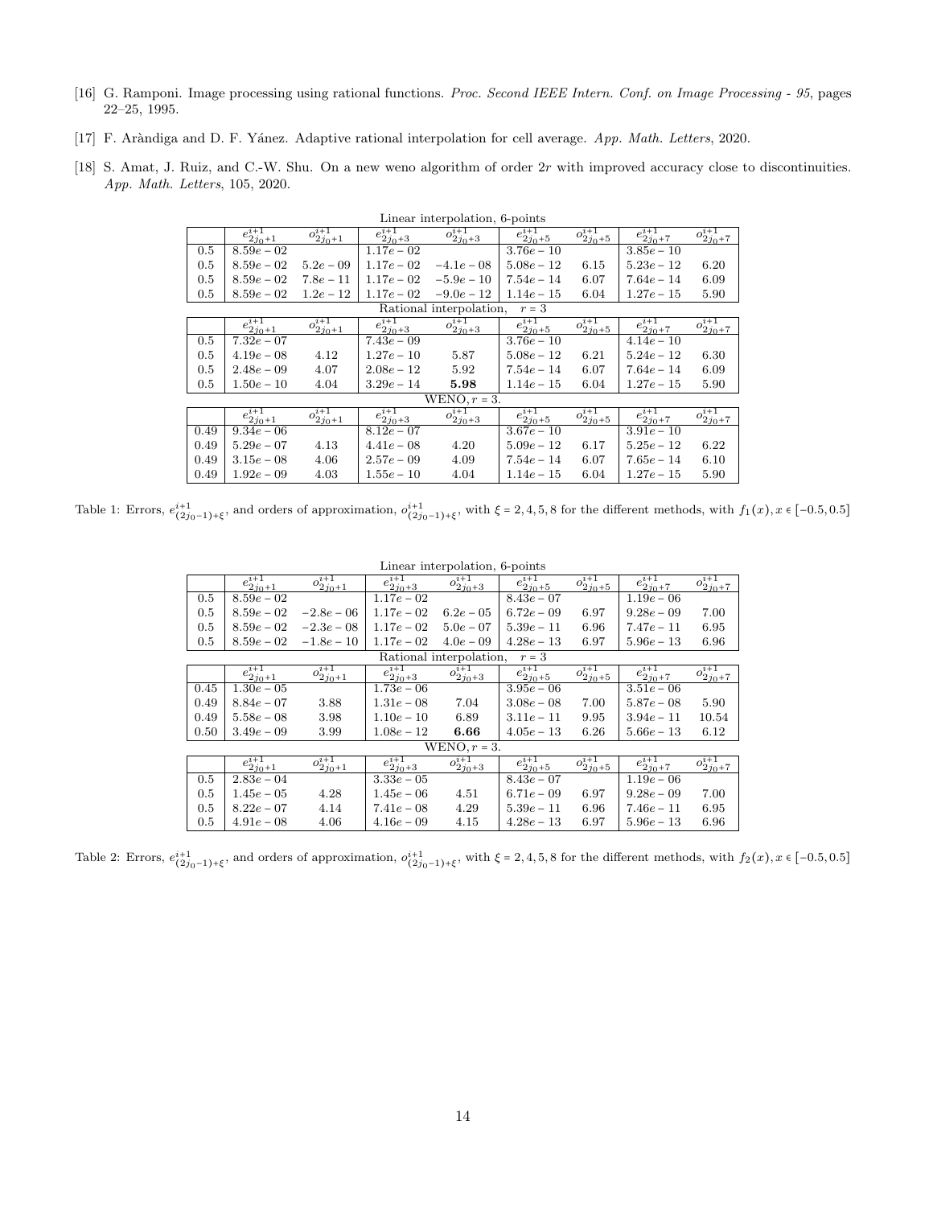[16] G. Ramponi. Image processing using rational functions. *Proc. Second IEEE Intern. Conf. on Image Processing - 95*, pages 22–25, 1995.

[17] F. Aràndiga and D. F. Yáñez. Adaptive rational interpolation for cell average. *App. Math. Letters*, 2020.

[18] S. Amat, J. Ruiz, and C.-W. Shu. On a new weno algorithm of order $2r$ with improved accuracy close to discontinuities. *App. Math. Letters*, 105, 2020.

| | $e^{i+1}_{2j_0+1}$ | $o^{i+1}_{2j_0+1}$ | $e^{i+1}_{2j_0+3}$ | $o^{i+1}_{2j_0+3}$ | $e^{i+1}_{2j_0+5}$ | $o^{i+1}_{2j_0+5}$ | $e^{i+1}_{2j_0+7}$ | $o^{i+1}_{2j_0+7}$ |
|---|---|---|---|---|---|---|---|---|
| Linear interpolation, 6-points | | | | | | | | |
| 0.5 | $8.59e-02$ | | $1.17e-02$ | | $3.76e-10$ | | $3.85e-10$ | |
| 0.5 | $8.59e-02$ | $5.2e-09$ | $1.17e-02$ | $-4.1e-08$ | $5.08e-12$ | 6.15 | $5.23e-12$ | 6.20 |
| 0.5 | $8.59e-02$ | $7.8e-11$ | $1.17e-02$ | $-5.9e-10$ | $7.54e-14$ | 6.07 | $7.64e-14$ | 6.09 |
| 0.5 | $8.59e-02$ | $1.2e-12$ | $1.17e-02$ | $-9.0e-12$ | $1.14e-15$ | 6.04 | $1.27e-15$ | 5.90 |
| Rational interpolation, $r=3$ | | | | | | | | |
| 0.5 | $7.32e-07$ | | $7.43e-09$ | | $3.76e-10$ | | $4.14e-10$ | |
| 0.5 | $4.19e-08$ | 4.12 | $1.27e-10$ | 5.87 | $5.08e-12$ | 6.21 | $5.24e-12$ | 6.30 |
| 0.5 | $2.48e-09$ | 4.07 | $2.08e-12$ | 5.92 | $7.54e-14$ | 6.07 | $7.64e-14$ | 6.09 |
| 0.5 | $1.50e-10$ | 4.04 | $3.29e-14$ | **5.98** | $1.14e-15$ | 6.04 | $1.27e-15$ | 5.90 |
| WENO, $r=3$. | | | | | | | | |
| 0.49 | $9.34e-06$ | | $8.12e-07$ | | $3.67e-10$ | | $3.91e-10$ | |
| 0.49 | $5.29e-07$ | 4.13 | $4.41e-08$ | 4.20 | $5.09e-12$ | 6.17 | $5.25e-12$ | 6.22 |
| 0.49 | $3.15e-08$ | 4.06 | $2.57e-09$ | 4.09 | $7.54e-14$ | 6.07 | $7.65e-14$ | 6.10 |
| 0.49 | $1.92e-09$ | 4.03 | $1.55e-10$ | 4.04 | $1.14e-15$ | 6.04 | $1.27e-15$ | 5.90 |

Table 1: Errors, $e^{i+1}_{(2j_0-1)+\xi}$, and orders of approximation, $o^{i+1}_{(2j_0-1)+\xi}$, with $\xi = 2,4,5,8$ for the different methods, with $f_1(x), x \in [-0.5, 0.5]$

| | $e^{i+1}_{2j_0+1}$ | $o^{i+1}_{2j_0+1}$ | $e^{i+1}_{2j_0+3}$ | $o^{i+1}_{2j_0+3}$ | $e^{i+1}_{2j_0+5}$ | $o^{i+1}_{2j_0+5}$ | $e^{i+1}_{2j_0+7}$ | $o^{i+1}_{2j_0+7}$ |
|---|---|---|---|---|---|---|---|---|
| Linear interpolation, 6-points | | | | | | | | |
| 0.5 | $8.59e-02$ | | $1.17e-02$ | | $8.43e-07$ | | $1.19e-06$ | |
| 0.5 | $8.59e-02$ | $-2.8e-06$ | $1.17e-02$ | $6.2e-05$ | $6.72e-09$ | 6.97 | $9.28e-09$ | 7.00 |
| 0.5 | $8.59e-02$ | $-2.3e-08$ | $1.17e-02$ | $5.0e-07$ | $5.39e-11$ | 6.96 | $7.47e-11$ | 6.95 |
| 0.5 | $8.59e-02$ | $-1.8e-10$ | $1.17e-02$ | $4.0e-09$ | $4.28e-13$ | 6.97 | $5.96e-13$ | 6.96 |
| Rational interpolation, $r=3$ | | | | | | | | |
| 0.45 | $1.30e-05$ | | $1.73e-06$ | | $3.95e-06$ | | $3.51e-06$ | |
| 0.49 | $8.84e-07$ | 3.88 | $1.31e-08$ | 7.04 | $3.08e-08$ | 7.00 | $5.87e-08$ | 5.90 |
| 0.49 | $5.58e-08$ | 3.98 | $1.10e-10$ | 6.89 | $3.11e-11$ | 9.95 | $3.94e-11$ | 10.54 |
| 0.50 | $3.49e-09$ | 3.99 | $1.08e-12$ | **6.66** | $4.05e-13$ | 6.26 | $5.66e-13$ | 6.12 |
| WENO, $r=3$. | | | | | | | | |
| 0.5 | $2.83e-04$ | | $3.33e-05$ | | $8.43e-07$ | | $1.19e-06$ | |
| 0.5 | $1.45e-05$ | 4.28 | $1.45e-06$ | 4.51 | $6.71e-09$ | 6.97 | $9.28e-09$ | 7.00 |
| 0.5 | $8.22e-07$ | 4.14 | $7.41e-08$ | 4.29 | $5.39e-11$ | 6.96 | $7.46e-11$ | 6.95 |
| 0.5 | $4.91e-08$ | 4.06 | $4.16e-09$ | 4.15 | $4.28e-13$ | 6.97 | $5.96e-13$ | 6.96 |

Table 2: Errors, $e^{i+1}_{(2j_0-1)+\xi}$, and orders of approximation, $o^{i+1}_{(2j_0-1)+\xi}$, with $\xi = 2,4,5,8$ for the different methods, with $f_2(x), x \in [-0.5, 0.5]$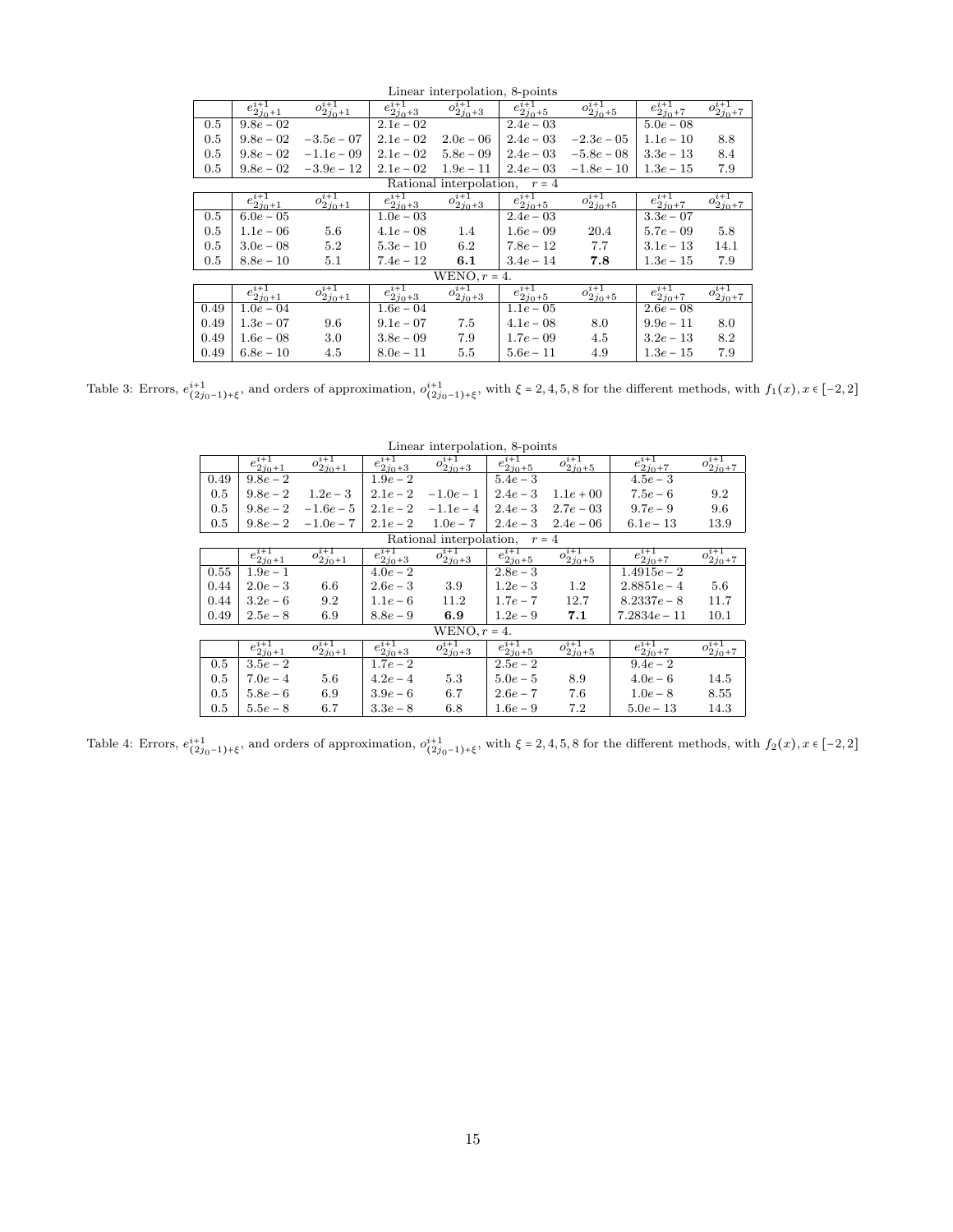Linear interpolation, 8-points

| | $e^{i+1}_{2j_0+1}$ | $o^{i+1}_{2j_0+1}$ | $e^{i+1}_{2j_0+3}$ | $o^{i+1}_{2j_0+3}$ | $e^{i+1}_{2j_0+5}$ | $o^{i+1}_{2j_0+5}$ | $e^{i+1}_{2j_0+7}$ | $o^{i+1}_{2j_0+7}$ |
|---|---|---|---|---|---|---|---|---|
| 0.5 | $9.8e-02$ | | $2.1e-02$ | | $2.4e-03$ | | $5.0e-08$ | |
| 0.5 | $9.8e-02$ | $-3.5e-07$ | $2.1e-02$ | $2.0e-06$ | $2.4e-03$ | $-2.3e-05$ | $1.1e-10$ | 8.8 |
| 0.5 | $9.8e-02$ | $-1.1e-09$ | $2.1e-02$ | $5.8e-09$ | $2.4e-03$ | $-5.8e-08$ | $3.3e-13$ | 8.4 |
| 0.5 | $9.8e-02$ | $-3.9e-12$ | $2.1e-02$ | $1.9e-11$ | $2.4e-03$ | $-1.8e-10$ | $1.3e-15$ | 7.9 |

Rational interpolation, $r = 4$

| | $e^{i+1}_{2j_0+1}$ | $o^{i+1}_{2j_0+1}$ | $e^{i+1}_{2j_0+3}$ | $o^{i+1}_{2j_0+3}$ | $e^{i+1}_{2j_0+5}$ | $o^{i+1}_{2j_0+5}$ | $e^{i+1}_{2j_0+7}$ | $o^{i+1}_{2j_0+7}$ |
|---|---|---|---|---|---|---|---|---|
| 0.5 | $6.0e-05$ | | $1.0e-03$ | | $2.4e-03$ | | $3.3e-07$ | |
| 0.5 | $1.1e-06$ | 5.6 | $4.1e-08$ | 1.4 | $1.6e-09$ | 20.4 | $5.7e-09$ | 5.8 |
| 0.5 | $3.0e-08$ | 5.2 | $5.3e-10$ | 6.2 | $7.8e-12$ | 7.7 | $3.1e-13$ | 14.1 |
| 0.5 | $8.8e-10$ | 5.1 | $7.4e-12$ | **6.1** | $3.4e-14$ | **7.8** | $1.3e-15$ | 7.9 |

WENO, $r = 4$.

| | $e^{i+1}_{2j_0+1}$ | $o^{i+1}_{2j_0+1}$ | $e^{i+1}_{2j_0+3}$ | $o^{i+1}_{2j_0+3}$ | $e^{i+1}_{2j_0+5}$ | $o^{i+1}_{2j_0+5}$ | $e^{i+1}_{2j_0+7}$ | $o^{i+1}_{2j_0+7}$ |
|---|---|---|---|---|---|---|---|---|
| 0.49 | $1.0e-04$ | | $1.6e-04$ | | $1.1e-05$ | | $2.6e-08$ | |
| 0.49 | $1.3e-07$ | 9.6 | $9.1e-07$ | 7.5 | $4.1e-08$ | 8.0 | $9.9e-11$ | 8.0 |
| 0.49 | $1.6e-08$ | 3.0 | $3.8e-09$ | 7.9 | $1.7e-09$ | 4.5 | $3.2e-13$ | 8.2 |
| 0.49 | $6.8e-10$ | 4.5 | $8.0e-11$ | 5.5 | $5.6e-11$ | 4.9 | $1.3e-15$ | 7.9 |

Table 3: Errors, $e^{i+1}_{(2j_0-1)+\xi}$, and orders of approximation, $o^{i+1}_{(2j_0-1)+\xi}$, with $\xi = 2, 4, 5, 8$ for the different methods, with $f_1(x), x \in [-2, 2]$

Linear interpolation, 8-points

| | $e^{i+1}_{2j_0+1}$ | $o^{i+1}_{2j_0+1}$ | $e^{i+1}_{2j_0+3}$ | $o^{i+1}_{2j_0+3}$ | $e^{i+1}_{2j_0+5}$ | $o^{i+1}_{2j_0+5}$ | $e^{i+1}_{2j_0+7}$ | $o^{i+1}_{2j_0+7}$ |
|---|---|---|---|---|---|---|---|---|
| 0.49 | $9.8e-2$ | | $1.9e-2$ | | $5.4e-3$ | | $4.5e-3$ | |
| 0.5 | $9.8e-2$ | $1.2e-3$ | $2.1e-2$ | $-1.0e-1$ | $2.4e-3$ | $1.1e+00$ | $7.5e-6$ | 9.2 |
| 0.5 | $9.8e-2$ | $-1.6e-5$ | $2.1e-2$ | $-1.1e-4$ | $2.4e-3$ | $2.7e-03$ | $9.7e-9$ | 9.6 |
| 0.5 | $9.8e-2$ | $-1.0e-7$ | $2.1e-2$ | $1.0e-7$ | $2.4e-3$ | $2.4e-06$ | $6.1e-13$ | 13.9 |

Rational interpolation, $r = 4$

| | $e^{i+1}_{2j_0+1}$ | $o^{i+1}_{2j_0+1}$ | $e^{i+1}_{2j_0+3}$ | $o^{i+1}_{2j_0+3}$ | $e^{i+1}_{2j_0+5}$ | $o^{i+1}_{2j_0+5}$ | $e^{i+1}_{2j_0+7}$ | $o^{i+1}_{2j_0+7}$ |
|---|---|---|---|---|---|---|---|---|
| 0.55 | $1.9e-1$ | | $4.0e-2$ | | $2.8e-3$ | | $1.4915e-2$ | |
| 0.44 | $2.0e-3$ | 6.6 | $2.6e-3$ | 3.9 | $1.2e-3$ | 1.2 | $2.8851e-4$ | 5.6 |
| 0.44 | $3.2e-6$ | 9.2 | $1.1e-6$ | 11.2 | $1.7e-7$ | 12.7 | $8.2337e-8$ | 11.7 |
| 0.49 | $2.5e-8$ | 6.9 | $8.8e-9$ | **6.9** | $1.2e-9$ | **7.1** | $7.2834e-11$ | 10.1 |

WENO, $r = 4$.

| | $e^{i+1}_{2j_0+1}$ | $o^{i+1}_{2j_0+1}$ | $e^{i+1}_{2j_0+3}$ | $o^{i+1}_{2j_0+3}$ | $e^{i+1}_{2j_0+5}$ | $o^{i+1}_{2j_0+5}$ | $e^{i+1}_{2j_0+7}$ | $o^{i+1}_{2j_0+7}$ |
|---|---|---|---|---|---|---|---|---|
| 0.5 | $3.5e-2$ | | $1.7e-2$ | | $2.5e-2$ | | $9.4e-2$ | |
| 0.5 | $7.0e-4$ | 5.6 | $4.2e-4$ | 5.3 | $5.0e-5$ | 8.9 | $4.0e-6$ | 14.5 |
| 0.5 | $5.8e-6$ | 6.9 | $3.9e-6$ | 6.7 | $2.6e-7$ | 7.6 | $1.0e-8$ | 8.55 |
| 0.5 | $5.5e-8$ | 6.7 | $3.3e-8$ | 6.8 | $1.6e-9$ | 7.2 | $5.0e-13$ | 14.3 |

Table 4: Errors, $e^{i+1}_{(2j_0-1)+\xi}$, and orders of approximation, $o^{i+1}_{(2j_0-1)+\xi}$, with $\xi = 2, 4, 5, 8$ for the different methods, with $f_2(x), x \in [-2, 2]$